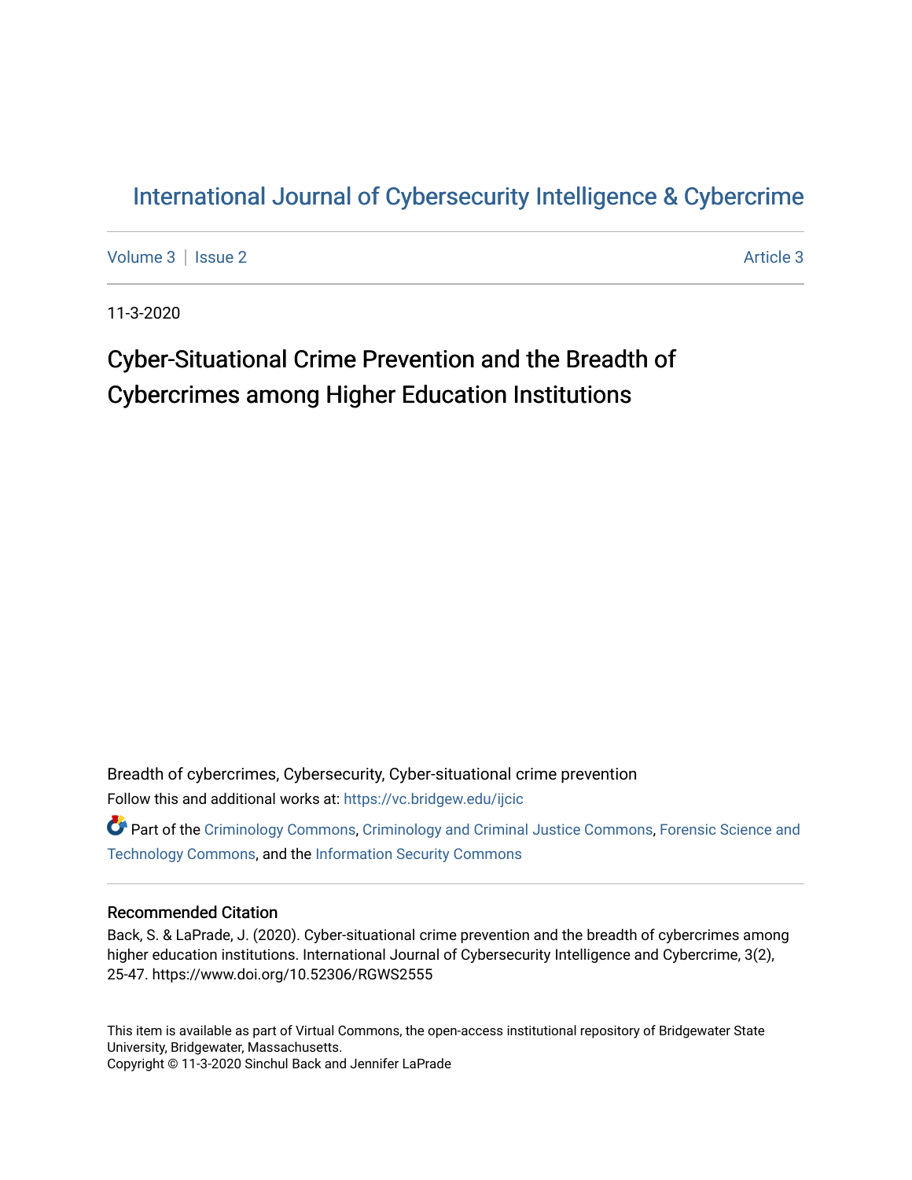# International Journal of Cybersecurity Intelligence & Cybercrime

Volume 3 | Issue 2 Article 3

11-3-2020

## Cyber-Situational Crime Prevention and the Breadth of Cybercrimes among Higher Education Institutions

Breadth of cybercrimes, Cybersecurity, Cyber-situational crime prevention

Follow this and additional works at: https://vc.bridgew.edu/ijcic

Part of the Criminology Commons, Criminology and Criminal Justice Commons, Forensic Science and Technology Commons, and the Information Security Commons

### Recommended Citation

Back, S. & LaPrade, J. (2020). Cyber-situational crime prevention and the breadth of cybercrimes among higher education institutions. International Journal of Cybersecurity Intelligence and Cybercrime, 3(2), 25-47. https://www.doi.org/10.52306/RGWS2555

This item is available as part of Virtual Commons, the open-access institutional repository of Bridgewater State University, Bridgewater, Massachusetts.

Copyright © 11-3-2020 Sinchul Back and Jennifer LaPrade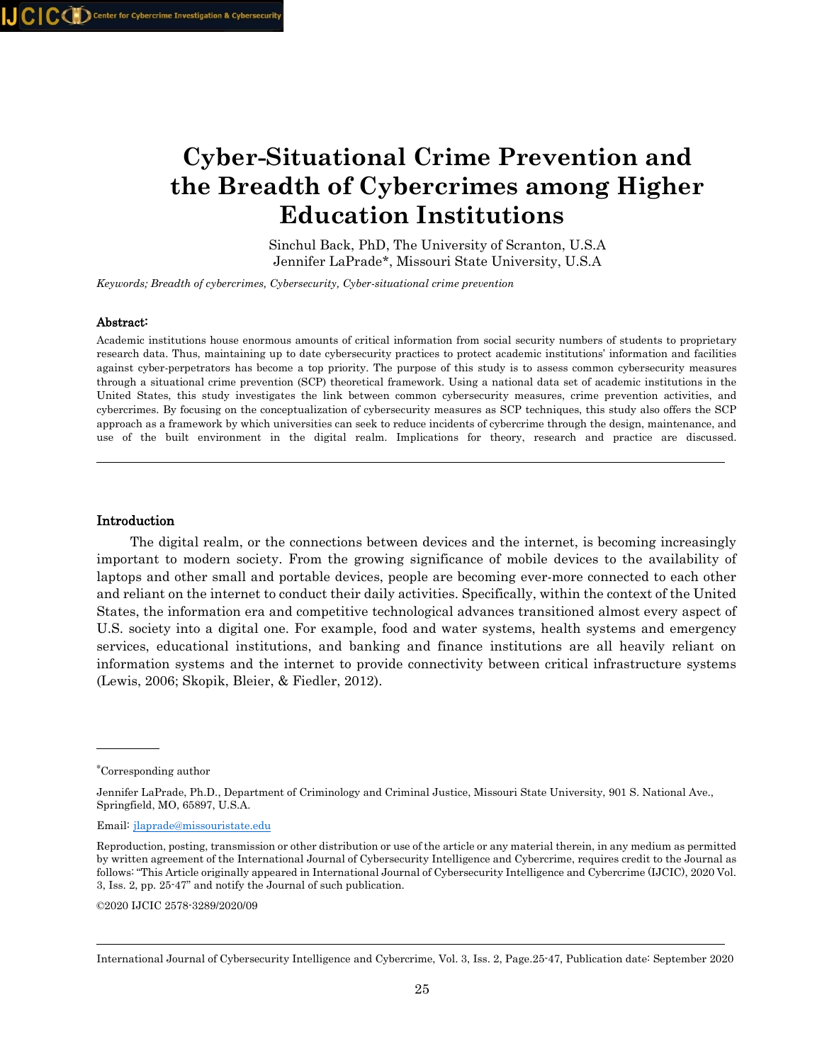# Cyber-Situational Crime Prevention and the Breadth of Cybercrimes among Higher Education Institutions

Sinchul Back, PhD, The University of Scranton, U.S.A
Jennifer LaPrade*, Missouri State University, U.S.A

*Keywords; Breadth of cybercrimes, Cybersecurity, Cyber-situational crime prevention*

### Abstract:

Academic institutions house enormous amounts of critical information from social security numbers of students to proprietary research data. Thus, maintaining up to date cybersecurity practices to protect academic institutions' information and facilities against cyber-perpetrators has become a top priority. The purpose of this study is to assess common cybersecurity measures through a situational crime prevention (SCP) theoretical framework. Using a national data set of academic institutions in the United States, this study investigates the link between common cybersecurity measures, crime prevention activities, and cybercrimes. By focusing on the conceptualization of cybersecurity measures as SCP techniques, this study also offers the SCP approach as a framework by which universities can seek to reduce incidents of cybercrime through the design, maintenance, and use of the built environment in the digital realm. Implications for theory, research and practice are discussed.

---

### Introduction

The digital realm, or the connections between devices and the internet, is becoming increasingly important to modern society. From the growing significance of mobile devices to the availability of laptops and other small and portable devices, people are becoming ever-more connected to each other and reliant on the internet to conduct their daily activities. Specifically, within the context of the United States, the information era and competitive technological advances transitioned almost every aspect of U.S. society into a digital one. For example, food and water systems, health systems and emergency services, educational institutions, and banking and finance institutions are all heavily reliant on information systems and the internet to provide connectivity between critical infrastructure systems (Lewis, 2006; Skopik, Bleier, & Fiedler, 2012).

---

*Corresponding author

Jennifer LaPrade, Ph.D., Department of Criminology and Criminal Justice, Missouri State University, 901 S. National Ave., Springfield, MO, 65897, U.S.A.

Email: jlaprade@missouristate.edu

Reproduction, posting, transmission or other distribution or use of the article or any material therein, in any medium as permitted by written agreement of the International Journal of Cybersecurity Intelligence and Cybercrime, requires credit to the Journal as follows: "This Article originally appeared in International Journal of Cybersecurity Intelligence and Cybercrime (IJCIC), 2020 Vol. 3, Iss. 2, pp. 25-47" and notify the Journal of such publication.

©2020 IJCIC 2578-3289/2020/09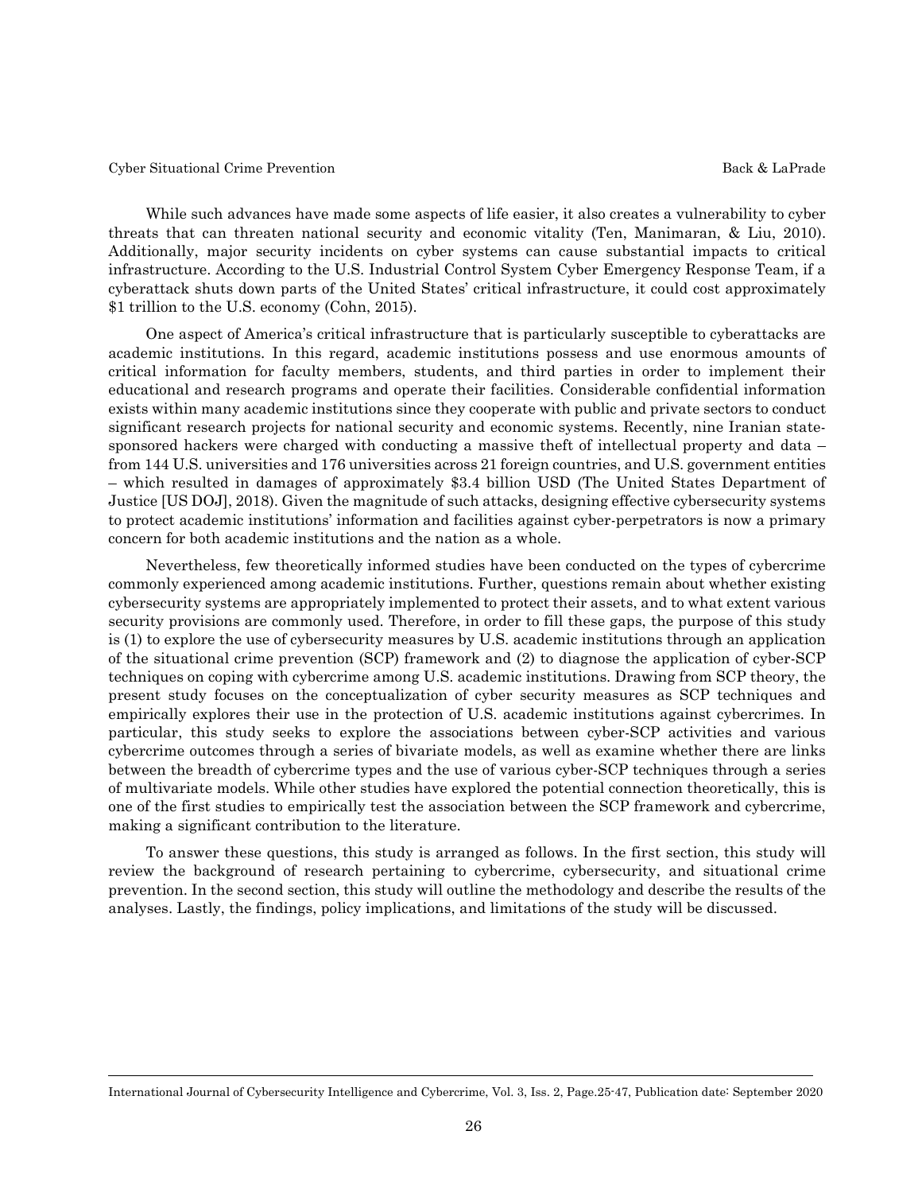While such advances have made some aspects of life easier, it also creates a vulnerability to cyber threats that can threaten national security and economic vitality (Ten, Manimaran, & Liu, 2010). Additionally, major security incidents on cyber systems can cause substantial impacts to critical infrastructure. According to the U.S. Industrial Control System Cyber Emergency Response Team, if a cyberattack shuts down parts of the United States' critical infrastructure, it could cost approximately $1 trillion to the U.S. economy (Cohn, 2015).

One aspect of America's critical infrastructure that is particularly susceptible to cyberattacks are academic institutions. In this regard, academic institutions possess and use enormous amounts of critical information for faculty members, students, and third parties in order to implement their educational and research programs and operate their facilities. Considerable confidential information exists within many academic institutions since they cooperate with public and private sectors to conduct significant research projects for national security and economic systems. Recently, nine Iranian state-sponsored hackers were charged with conducting a massive theft of intellectual property and data – from 144 U.S. universities and 176 universities across 21 foreign countries, and U.S. government entities – which resulted in damages of approximately $3.4 billion USD (The United States Department of Justice [US DOJ], 2018). Given the magnitude of such attacks, designing effective cybersecurity systems to protect academic institutions' information and facilities against cyber-perpetrators is now a primary concern for both academic institutions and the nation as a whole.

Nevertheless, few theoretically informed studies have been conducted on the types of cybercrime commonly experienced among academic institutions. Further, questions remain about whether existing cybersecurity systems are appropriately implemented to protect their assets, and to what extent various security provisions are commonly used. Therefore, in order to fill these gaps, the purpose of this study is (1) to explore the use of cybersecurity measures by U.S. academic institutions through an application of the situational crime prevention (SCP) framework and (2) to diagnose the application of cyber-SCP techniques on coping with cybercrime among U.S. academic institutions. Drawing from SCP theory, the present study focuses on the conceptualization of cyber security measures as SCP techniques and empirically explores their use in the protection of U.S. academic institutions against cybercrimes. In particular, this study seeks to explore the associations between cyber-SCP activities and various cybercrime outcomes through a series of bivariate models, as well as examine whether there are links between the breadth of cybercrime types and the use of various cyber-SCP techniques through a series of multivariate models. While other studies have explored the potential connection theoretically, this is one of the first studies to empirically test the association between the SCP framework and cybercrime, making a significant contribution to the literature.

To answer these questions, this study is arranged as follows. In the first section, this study will review the background of research pertaining to cybercrime, cybersecurity, and situational crime prevention. In the second section, this study will outline the methodology and describe the results of the analyses. Lastly, the findings, policy implications, and limitations of the study will be discussed.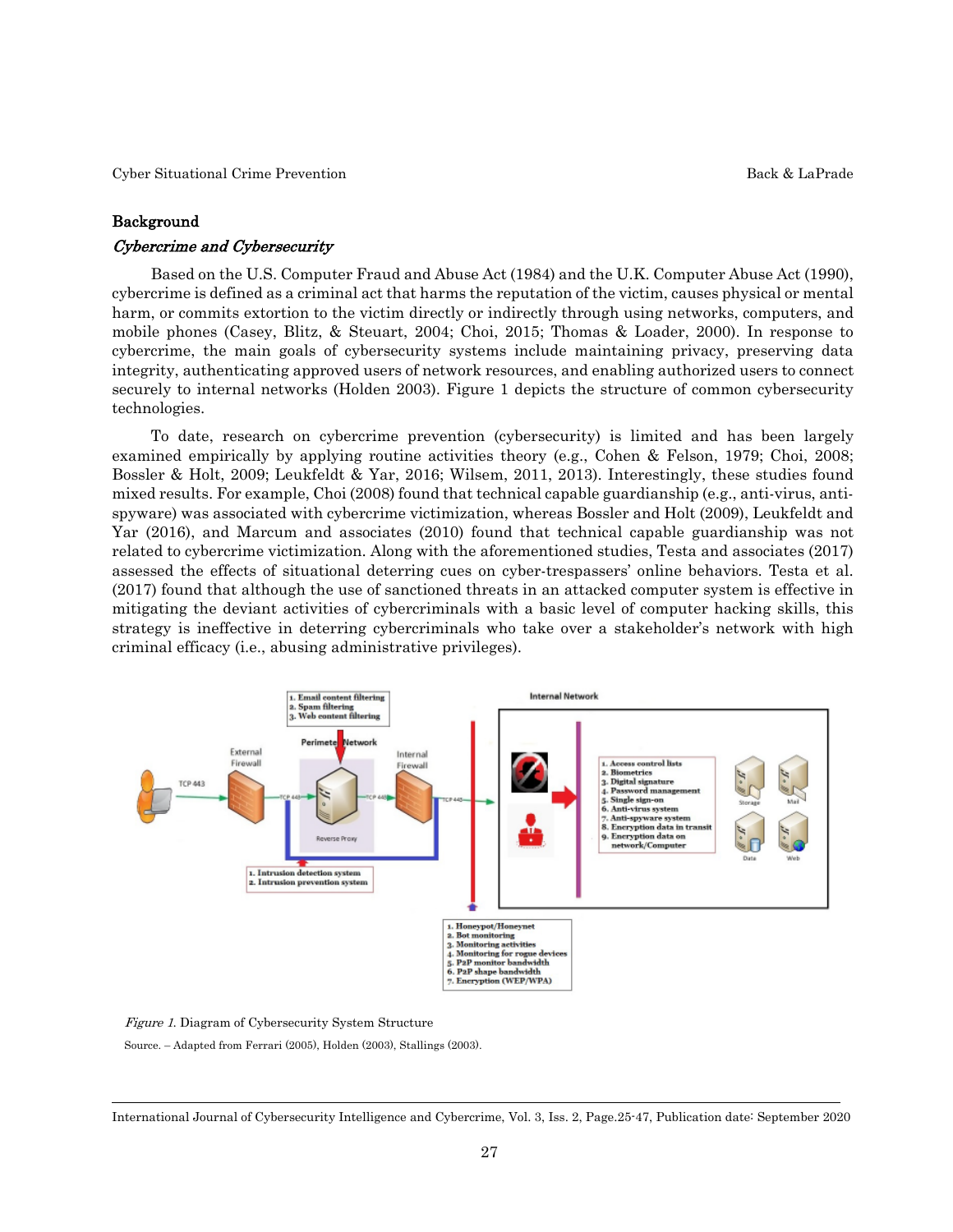## Background

### *Cybercrime and Cybersecurity*

Based on the U.S. Computer Fraud and Abuse Act (1984) and the U.K. Computer Abuse Act (1990), cybercrime is defined as a criminal act that harms the reputation of the victim, causes physical or mental harm, or commits extortion to the victim directly or indirectly through using networks, computers, and mobile phones (Casey, Blitz, & Steuart, 2004; Choi, 2015; Thomas & Loader, 2000). In response to cybercrime, the main goals of cybersecurity systems include maintaining privacy, preserving data integrity, authenticating approved users of network resources, and enabling authorized users to connect securely to internal networks (Holden 2003). Figure 1 depicts the structure of common cybersecurity technologies.

To date, research on cybercrime prevention (cybersecurity) is limited and has been largely examined empirically by applying routine activities theory (e.g., Cohen & Felson, 1979; Choi, 2008; Bossler & Holt, 2009; Leukfeldt & Yar, 2016; Wilsem, 2011, 2013). Interestingly, these studies found mixed results. For example, Choi (2008) found that technical capable guardianship (e.g., anti-virus, anti-spyware) was associated with cybercrime victimization, whereas Bossler and Holt (2009), Leukfeldt and Yar (2016), and Marcum and associates (2010) found that technical capable guardianship was not related to cybercrime victimization. Along with the aforementioned studies, Testa and associates (2017) assessed the effects of situational deterring cues on cyber-trespassers' online behaviors. Testa et al. (2017) found that although the use of sanctioned threats in an attacked computer system is effective in mitigating the deviant activities of cybercriminals with a basic level of computer hacking skills, this strategy is ineffective in deterring cybercriminals who take over a stakeholder's network with high criminal efficacy (i.e., abusing administrative privileges).

*Figure 1.* Diagram of Cybersecurity System Structure

Source. – Adapted from Ferrari (2005), Holden (2003), Stallings (2003).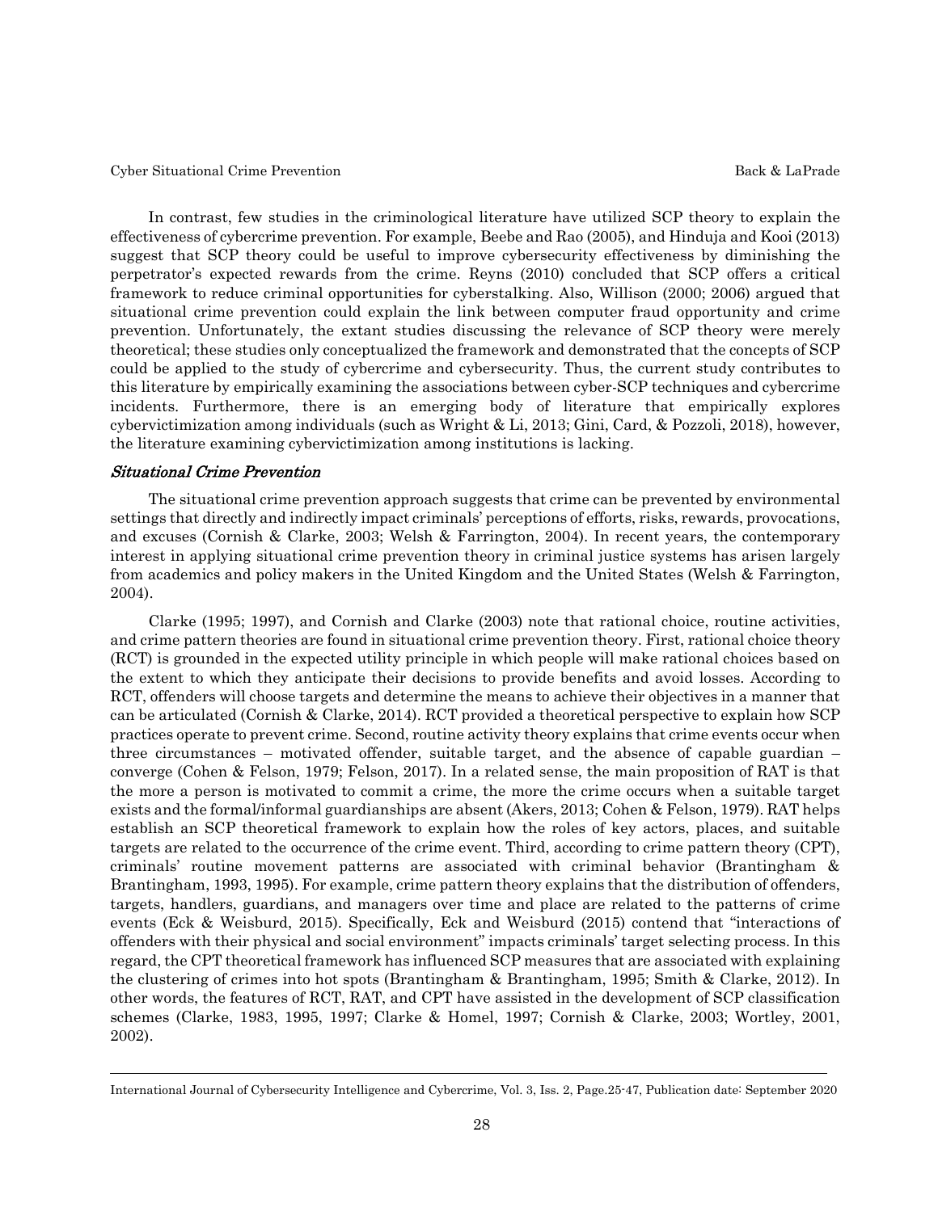In contrast, few studies in the criminological literature have utilized SCP theory to explain the effectiveness of cybercrime prevention. For example, Beebe and Rao (2005), and Hinduja and Kooi (2013) suggest that SCP theory could be useful to improve cybersecurity effectiveness by diminishing the perpetrator's expected rewards from the crime. Reyns (2010) concluded that SCP offers a critical framework to reduce criminal opportunities for cyberstalking. Also, Willison (2000; 2006) argued that situational crime prevention could explain the link between computer fraud opportunity and crime prevention. Unfortunately, the extant studies discussing the relevance of SCP theory were merely theoretical; these studies only conceptualized the framework and demonstrated that the concepts of SCP could be applied to the study of cybercrime and cybersecurity. Thus, the current study contributes to this literature by empirically examining the associations between cyber-SCP techniques and cybercrime incidents. Furthermore, there is an emerging body of literature that empirically explores cybervictimization among individuals (such as Wright & Li, 2013; Gini, Card, & Pozzoli, 2018), however, the literature examining cybervictimization among institutions is lacking.

### *Situational Crime Prevention*

The situational crime prevention approach suggests that crime can be prevented by environmental settings that directly and indirectly impact criminals' perceptions of efforts, risks, rewards, provocations, and excuses (Cornish & Clarke, 2003; Welsh & Farrington, 2004). In recent years, the contemporary interest in applying situational crime prevention theory in criminal justice systems has arisen largely from academics and policy makers in the United Kingdom and the United States (Welsh & Farrington, 2004).

Clarke (1995; 1997), and Cornish and Clarke (2003) note that rational choice, routine activities, and crime pattern theories are found in situational crime prevention theory. First, rational choice theory (RCT) is grounded in the expected utility principle in which people will make rational choices based on the extent to which they anticipate their decisions to provide benefits and avoid losses. According to RCT, offenders will choose targets and determine the means to achieve their objectives in a manner that can be articulated (Cornish & Clarke, 2014). RCT provided a theoretical perspective to explain how SCP practices operate to prevent crime. Second, routine activity theory explains that crime events occur when three circumstances – motivated offender, suitable target, and the absence of capable guardian – converge (Cohen & Felson, 1979; Felson, 2017). In a related sense, the main proposition of RAT is that the more a person is motivated to commit a crime, the more the crime occurs when a suitable target exists and the formal/informal guardianships are absent (Akers, 2013; Cohen & Felson, 1979). RAT helps establish an SCP theoretical framework to explain how the roles of key actors, places, and suitable targets are related to the occurrence of the crime event. Third, according to crime pattern theory (CPT), criminals' routine movement patterns are associated with criminal behavior (Brantingham & Brantingham, 1993, 1995). For example, crime pattern theory explains that the distribution of offenders, targets, handlers, guardians, and managers over time and place are related to the patterns of crime events (Eck & Weisburd, 2015). Specifically, Eck and Weisburd (2015) contend that "interactions of offenders with their physical and social environment" impacts criminals' target selecting process. In this regard, the CPT theoretical framework has influenced SCP measures that are associated with explaining the clustering of crimes into hot spots (Brantingham & Brantingham, 1995; Smith & Clarke, 2012). In other words, the features of RCT, RAT, and CPT have assisted in the development of SCP classification schemes (Clarke, 1983, 1995, 1997; Clarke & Homel, 1997; Cornish & Clarke, 2003; Wortley, 2001, 2002).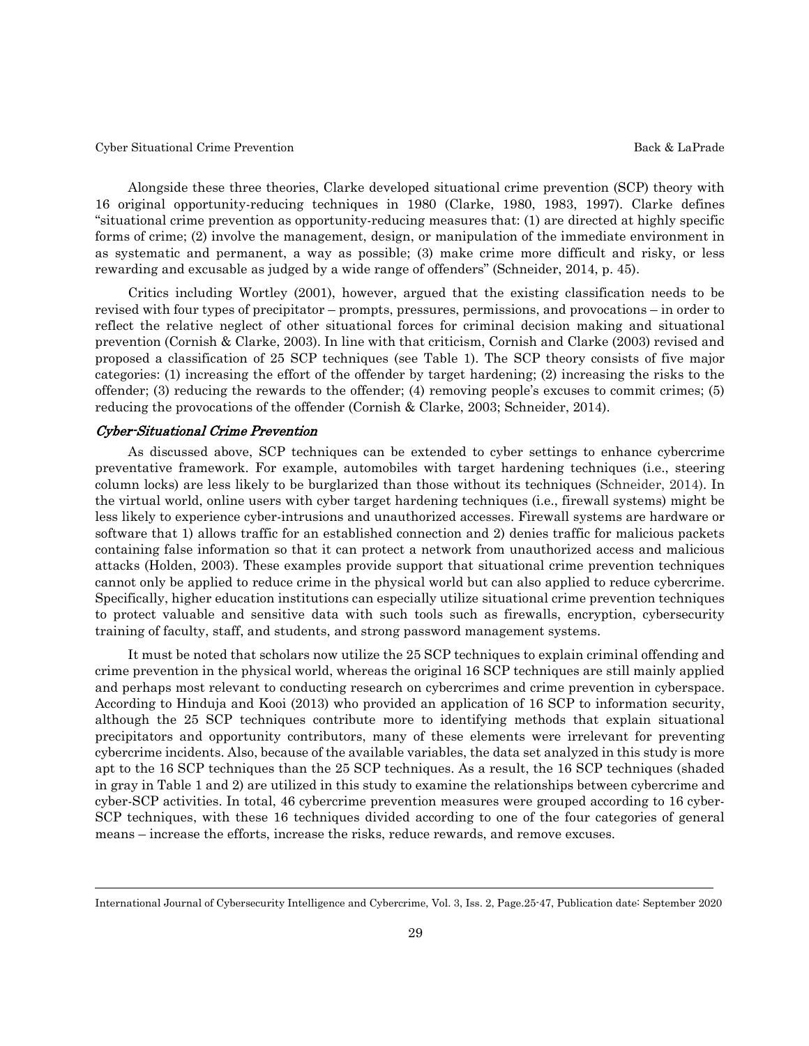Alongside these three theories, Clarke developed situational crime prevention (SCP) theory with 16 original opportunity-reducing techniques in 1980 (Clarke, 1980, 1983, 1997). Clarke defines "situational crime prevention as opportunity-reducing measures that: (1) are directed at highly specific forms of crime; (2) involve the management, design, or manipulation of the immediate environment in as systematic and permanent, a way as possible; (3) make crime more difficult and risky, or less rewarding and excusable as judged by a wide range of offenders" (Schneider, 2014, p. 45).

Critics including Wortley (2001), however, argued that the existing classification needs to be revised with four types of precipitator – prompts, pressures, permissions, and provocations – in order to reflect the relative neglect of other situational forces for criminal decision making and situational prevention (Cornish & Clarke, 2003). In line with that criticism, Cornish and Clarke (2003) revised and proposed a classification of 25 SCP techniques (see Table 1). The SCP theory consists of five major categories: (1) increasing the effort of the offender by target hardening; (2) increasing the risks to the offender; (3) reducing the rewards to the offender; (4) removing people's excuses to commit crimes; (5) reducing the provocations of the offender (Cornish & Clarke, 2003; Schneider, 2014).

### *Cyber-Situational Crime Prevention*

As discussed above, SCP techniques can be extended to cyber settings to enhance cybercrime preventative framework. For example, automobiles with target hardening techniques (i.e., steering column locks) are less likely to be burglarized than those without its techniques (Schneider, 2014). In the virtual world, online users with cyber target hardening techniques (i.e., firewall systems) might be less likely to experience cyber-intrusions and unauthorized accesses. Firewall systems are hardware or software that 1) allows traffic for an established connection and 2) denies traffic for malicious packets containing false information so that it can protect a network from unauthorized access and malicious attacks (Holden, 2003). These examples provide support that situational crime prevention techniques cannot only be applied to reduce crime in the physical world but can also applied to reduce cybercrime. Specifically, higher education institutions can especially utilize situational crime prevention techniques to protect valuable and sensitive data with such tools such as firewalls, encryption, cybersecurity training of faculty, staff, and students, and strong password management systems.

It must be noted that scholars now utilize the 25 SCP techniques to explain criminal offending and crime prevention in the physical world, whereas the original 16 SCP techniques are still mainly applied and perhaps most relevant to conducting research on cybercrimes and crime prevention in cyberspace. According to Hinduja and Kooi (2013) who provided an application of 16 SCP to information security, although the 25 SCP techniques contribute more to identifying methods that explain situational precipitators and opportunity contributors, many of these elements were irrelevant for preventing cybercrime incidents. Also, because of the available variables, the data set analyzed in this study is more apt to the 16 SCP techniques than the 25 SCP techniques. As a result, the 16 SCP techniques (shaded in gray in Table 1 and 2) are utilized in this study to examine the relationships between cybercrime and cyber-SCP activities. In total, 46 cybercrime prevention measures were grouped according to 16 cyber-SCP techniques, with these 16 techniques divided according to one of the four categories of general means – increase the efforts, increase the risks, reduce rewards, and remove excuses.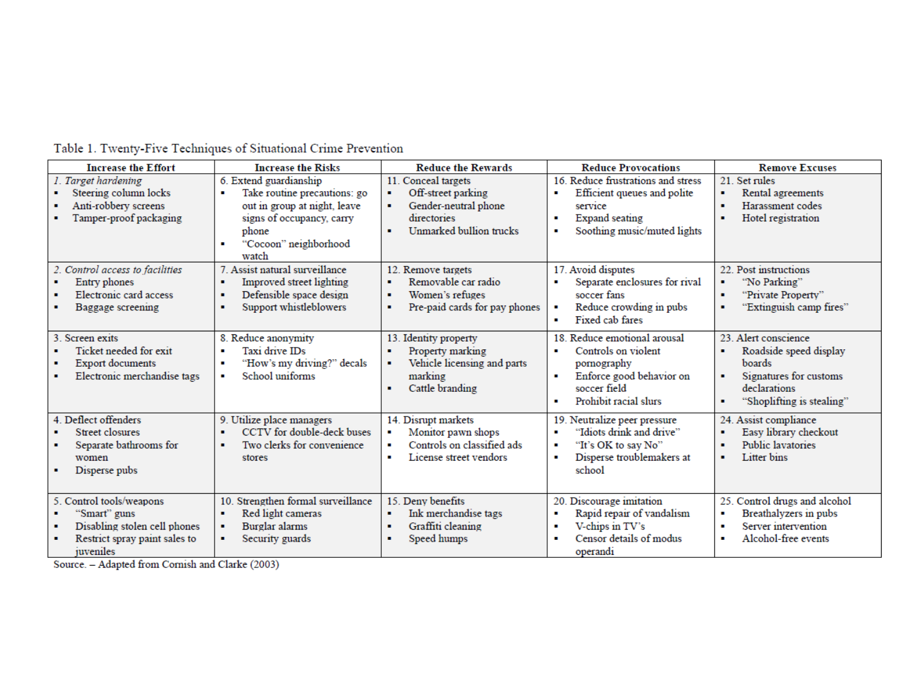Table 1. Twenty-Five Techniques of Situational Crime Prevention

| Increase the Effort | Increase the Risks | Reduce the Rewards | Reduce Provocations | Remove Excuses |
|---|---|---|---|---|
| *1. Target hardening*<br>▪ Steering column locks<br>▪ Anti-robbery screens<br>▪ Tamper-proof packaging | 6. Extend guardianship<br>▪ Take routine precautions: go out in group at night, leave signs of occupancy, carry phone<br>▪ "Cocoon" neighborhood watch | 11. Conceal targets<br>▪ Off-street parking<br>▪ Gender-neutral phone directories<br>▪ Unmarked bullion trucks | 16. Reduce frustrations and stress<br>▪ Efficient queues and polite service<br>▪ Expand seating<br>▪ Soothing music/muted lights | 21. Set rules<br>▪ Rental agreements<br>▪ Harassment codes<br>▪ Hotel registration |
| *2. Control access to facilities*<br>▪ Entry phones<br>▪ Electronic card access<br>▪ Baggage screening | 7. Assist natural surveillance<br>▪ Improved street lighting<br>▪ Defensible space design<br>▪ Support whistleblowers | 12. Remove targets<br>▪ Removable car radio<br>▪ Women's refuges<br>▪ Pre-paid cards for pay phones | 17. Avoid disputes<br>▪ Separate enclosures for rival soccer fans<br>▪ Reduce crowding in pubs<br>▪ Fixed cab fares | 22. Post instructions<br>▪ "No Parking"<br>▪ "Private Property"<br>▪ "Extinguish camp fires" |
| 3. Screen exits<br>▪ Ticket needed for exit<br>▪ Export documents<br>▪ Electronic merchandise tags | 8. Reduce anonymity<br>▪ Taxi drive IDs<br>▪ "How's my driving?" decals<br>▪ School uniforms | 13. Identity property<br>▪ Property marking<br>▪ Vehicle licensing and parts marking<br>▪ Cattle branding | 18. Reduce emotional arousal<br>▪ Controls on violent pornography<br>▪ Enforce good behavior on soccer field<br>▪ Prohibit racial slurs | 23. Alert conscience<br>▪ Roadside speed display boards<br>▪ Signatures for customs declarations<br>▪ "Shoplifting is stealing" |
| 4. Deflect offenders<br>▪ Street closures<br>▪ Separate bathrooms for women<br>▪ Disperse pubs | 9. Utilize place managers<br>▪ CCTV for double-deck buses<br>▪ Two clerks for convenience stores | 14. Disrupt markets<br>▪ Monitor pawn shops<br>▪ Controls on classified ads<br>▪ License street vendors | 19. Neutralize peer pressure<br>▪ "Idiots drink and drive"<br>▪ "It's OK to say No"<br>▪ Disperse troublemakers at school | 24. Assist compliance<br>▪ Easy library checkout<br>▪ Public lavatories<br>▪ Litter bins |
| 5. Control tools/weapons<br>▪ "Smart" guns<br>▪ Disabling stolen cell phones<br>▪ Restrict spray paint sales to juveniles | 10. Strengthen formal surveillance<br>▪ Red light cameras<br>▪ Burglar alarms<br>▪ Security guards | 15. Deny benefits<br>▪ Ink merchandise tags<br>▪ Graffiti cleaning<br>▪ Speed humps | 20. Discourage imitation<br>▪ Rapid repair of vandalism<br>▪ V-chips in TV's<br>▪ Censor details of modus operandi | 25. Control drugs and alcohol<br>▪ Breathalyzers in pubs<br>▪ Server intervention<br>▪ Alcohol-free events |

Source. – Adapted from Cornish and Clarke (2003)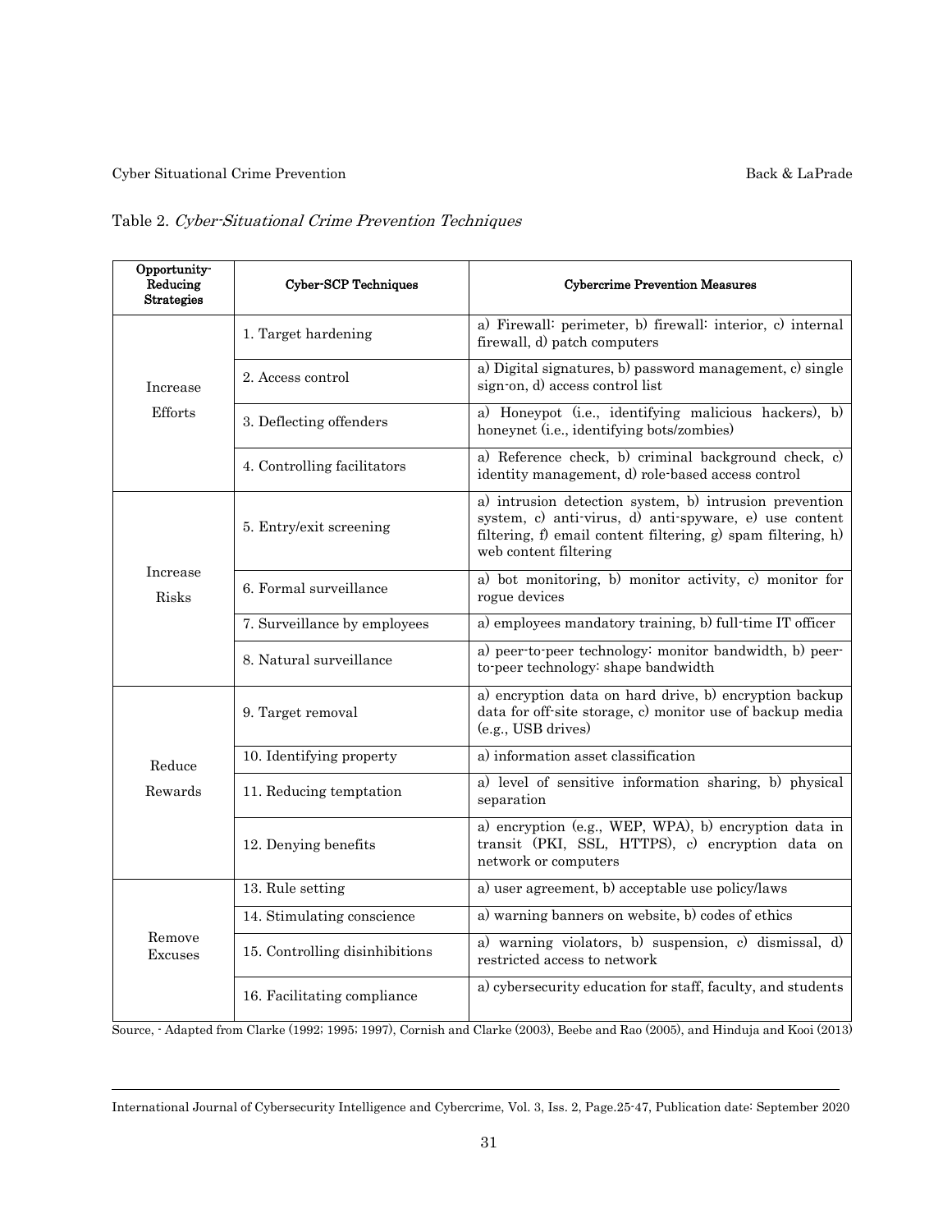Table 2. *Cyber-Situational Crime Prevention Techniques*

| Opportunity-Reducing Strategies | Cyber-SCP Techniques | Cybercrime Prevention Measures |
|---|---|---|
| Increase Efforts | 1. Target hardening | a) Firewall: perimeter, b) firewall: interior, c) internal firewall, d) patch computers |
| | 2. Access control | a) Digital signatures, b) password management, c) single sign-on, d) access control list |
| | 3. Deflecting offenders | a) Honeypot (i.e., identifying malicious hackers), b) honeynet (i.e., identifying bots/zombies) |
| | 4. Controlling facilitators | a) Reference check, b) criminal background check, c) identity management, d) role-based access control |
| Increase Risks | 5. Entry/exit screening | a) intrusion detection system, b) intrusion prevention system, c) anti-virus, d) anti-spyware, e) use content filtering, f) email content filtering, g) spam filtering, h) web content filtering |
| | 6. Formal surveillance | a) bot monitoring, b) monitor activity, c) monitor for rogue devices |
| | 7. Surveillance by employees | a) employees mandatory training, b) full-time IT officer |
| | 8. Natural surveillance | a) peer-to-peer technology: monitor bandwidth, b) peer-to-peer technology: shape bandwidth |
| Reduce Rewards | 9. Target removal | a) encryption data on hard drive, b) encryption backup data for off-site storage, c) monitor use of backup media (e.g., USB drives) |
| | 10. Identifying property | a) information asset classification |
| | 11. Reducing temptation | a) level of sensitive information sharing, b) physical separation |
| | 12. Denying benefits | a) encryption (e.g., WEP, WPA), b) encryption data in transit (PKI, SSL, HTTPS), c) encryption data on network or computers |
| Remove Excuses | 13. Rule setting | a) user agreement, b) acceptable use policy/laws |
| | 14. Stimulating conscience | a) warning banners on website, b) codes of ethics |
| | 15. Controlling disinhibitions | a) warning violators, b) suspension, c) dismissal, d) restricted access to network |
| | 16. Facilitating compliance | a) cybersecurity education for staff, faculty, and students |

Source, - Adapted from Clarke (1992; 1995; 1997), Cornish and Clarke (2003), Beebe and Rao (2005), and Hinduja and Kooi (2013)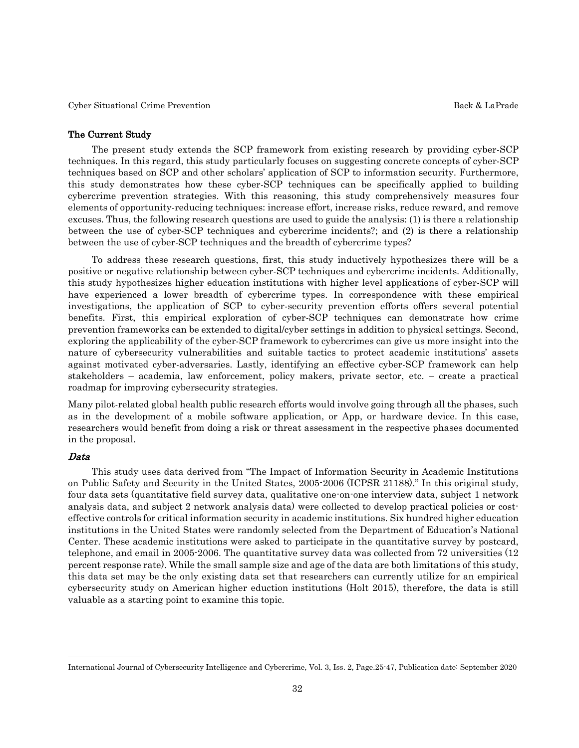## The Current Study

The present study extends the SCP framework from existing research by providing cyber-SCP techniques. In this regard, this study particularly focuses on suggesting concrete concepts of cyber-SCP techniques based on SCP and other scholars' application of SCP to information security. Furthermore, this study demonstrates how these cyber-SCP techniques can be specifically applied to building cybercrime prevention strategies. With this reasoning, this study comprehensively measures four elements of opportunity-reducing techniques: increase effort, increase risks, reduce reward, and remove excuses. Thus, the following research questions are used to guide the analysis: (1) is there a relationship between the use of cyber-SCP techniques and cybercrime incidents?; and (2) is there a relationship between the use of cyber-SCP techniques and the breadth of cybercrime types?

To address these research questions, first, this study inductively hypothesizes there will be a positive or negative relationship between cyber-SCP techniques and cybercrime incidents. Additionally, this study hypothesizes higher education institutions with higher level applications of cyber-SCP will have experienced a lower breadth of cybercrime types. In correspondence with these empirical investigations, the application of SCP to cyber-security prevention efforts offers several potential benefits. First, this empirical exploration of cyber-SCP techniques can demonstrate how crime prevention frameworks can be extended to digital/cyber settings in addition to physical settings. Second, exploring the applicability of the cyber-SCP framework to cybercrimes can give us more insight into the nature of cybersecurity vulnerabilities and suitable tactics to protect academic institutions' assets against motivated cyber-adversaries. Lastly, identifying an effective cyber-SCP framework can help stakeholders – academia, law enforcement, policy makers, private sector, etc. – create a practical roadmap for improving cybersecurity strategies.

Many pilot-related global health public research efforts would involve going through all the phases, such as in the development of a mobile software application, or App, or hardware device. In this case, researchers would benefit from doing a risk or threat assessment in the respective phases documented in the proposal.

### *Data*

This study uses data derived from "The Impact of Information Security in Academic Institutions on Public Safety and Security in the United States, 2005-2006 (ICPSR 21188)." In this original study, four data sets (quantitative field survey data, qualitative one-on-one interview data, subject 1 network analysis data, and subject 2 network analysis data) were collected to develop practical policies or cost-effective controls for critical information security in academic institutions. Six hundred higher education institutions in the United States were randomly selected from the Department of Education's National Center. These academic institutions were asked to participate in the quantitative survey by postcard, telephone, and email in 2005-2006. The quantitative survey data was collected from 72 universities (12 percent response rate). While the small sample size and age of the data are both limitations of this study, this data set may be the only existing data set that researchers can currently utilize for an empirical cybersecurity study on American higher eduction institutions (Holt 2015), therefore, the data is still valuable as a starting point to examine this topic.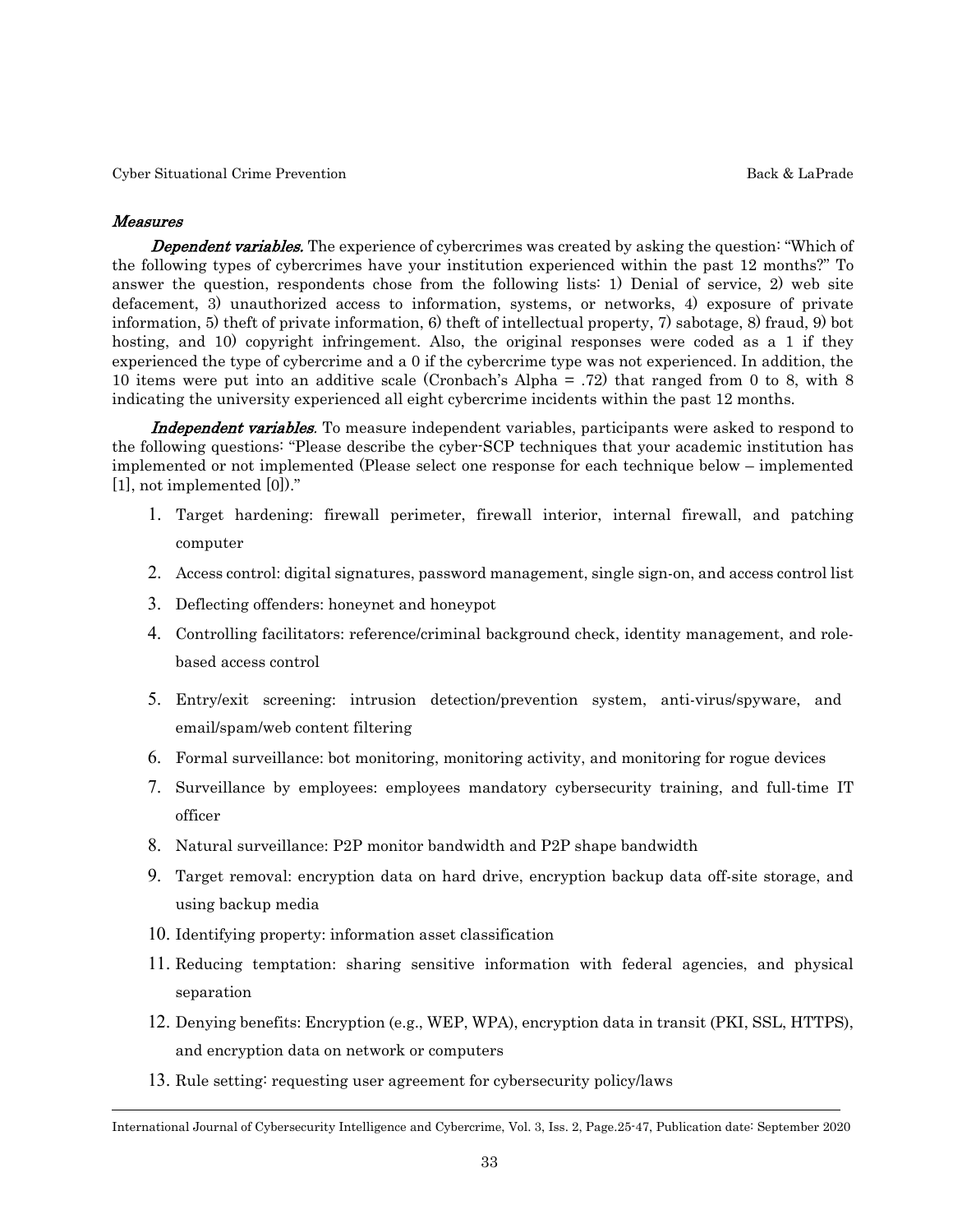*Measures*

***Dependent variables.*** The experience of cybercrimes was created by asking the question: "Which of the following types of cybercrimes have your institution experienced within the past 12 months?" To answer the question, respondents chose from the following lists: 1) Denial of service, 2) web site defacement, 3) unauthorized access to information, systems, or networks, 4) exposure of private information, 5) theft of private information, 6) theft of intellectual property, 7) sabotage, 8) fraud, 9) bot hosting, and 10) copyright infringement. Also, the original responses were coded as a 1 if they experienced the type of cybercrime and a 0 if the cybercrime type was not experienced. In addition, the 10 items were put into an additive scale (Cronbach's Alpha = .72) that ranged from 0 to 8, with 8 indicating the university experienced all eight cybercrime incidents within the past 12 months.

***Independent variables*.** To measure independent variables, participants were asked to respond to the following questions: "Please describe the cyber-SCP techniques that your academic institution has implemented or not implemented (Please select one response for each technique below – implemented [1], not implemented [0])."

1. Target hardening: firewall perimeter, firewall interior, internal firewall, and patching computer
2. Access control: digital signatures, password management, single sign-on, and access control list
3. Deflecting offenders: honeynet and honeypot
4. Controlling facilitators: reference/criminal background check, identity management, and role-based access control
5. Entry/exit screening: intrusion detection/prevention system, anti-virus/spyware, and email/spam/web content filtering
6. Formal surveillance: bot monitoring, monitoring activity, and monitoring for rogue devices
7. Surveillance by employees: employees mandatory cybersecurity training, and full-time IT officer
8. Natural surveillance: P2P monitor bandwidth and P2P shape bandwidth
9. Target removal: encryption data on hard drive, encryption backup data off-site storage, and using backup media
10. Identifying property: information asset classification
11. Reducing temptation: sharing sensitive information with federal agencies, and physical separation
12. Denying benefits: Encryption (e.g., WEP, WPA), encryption data in transit (PKI, SSL, HTTPS), and encryption data on network or computers
13. Rule setting: requesting user agreement for cybersecurity policy/laws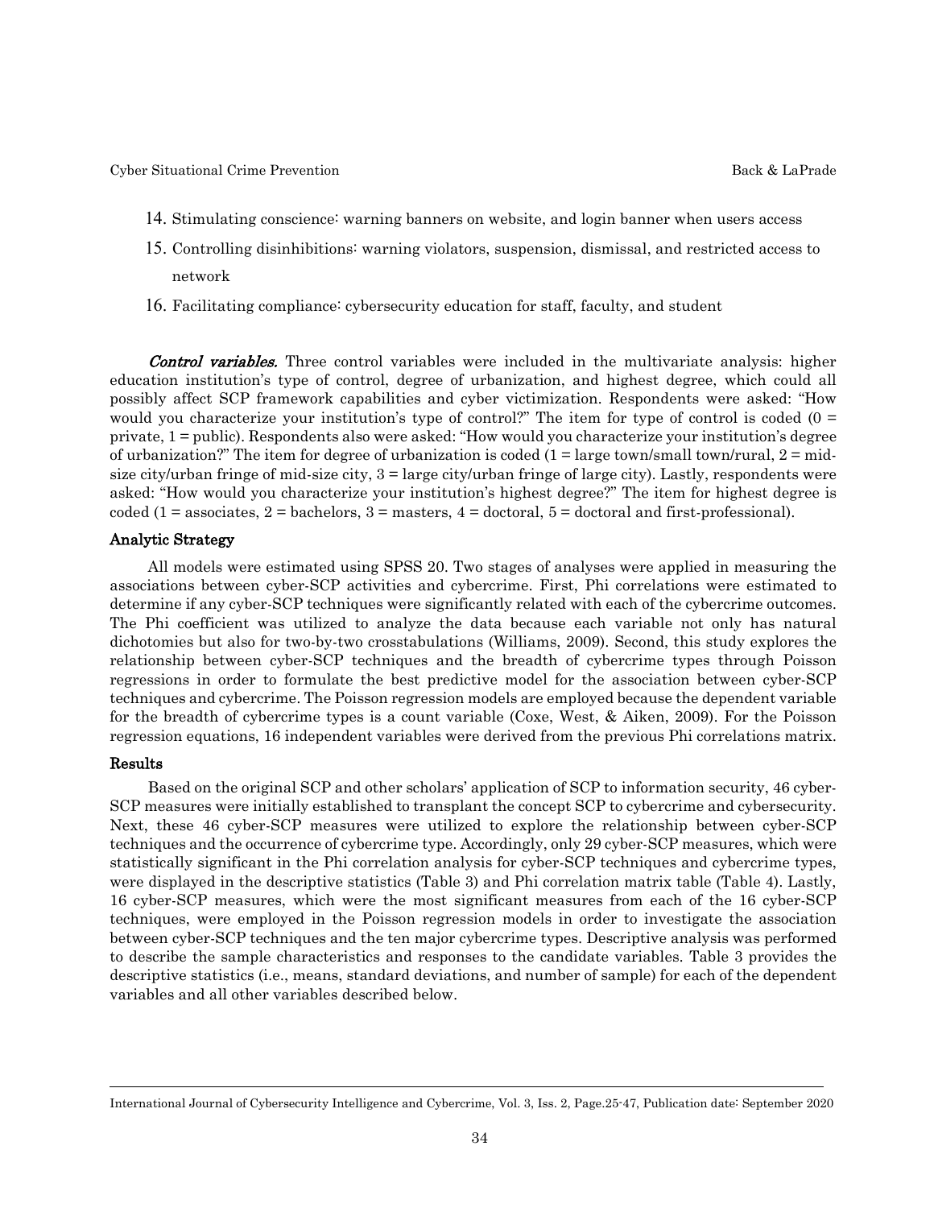14. Stimulating conscience: warning banners on website, and login banner when users access
15. Controlling disinhibitions: warning violators, suspension, dismissal, and restricted access to network
16. Facilitating compliance: cybersecurity education for staff, faculty, and student

***Control variables.*** Three control variables were included in the multivariate analysis: higher education institution's type of control, degree of urbanization, and highest degree, which could all possibly affect SCP framework capabilities and cyber victimization. Respondents were asked: "How would you characterize your institution's type of control?" The item for type of control is coded (0 = private, 1 = public). Respondents also were asked: "How would you characterize your institution's degree of urbanization?" The item for degree of urbanization is coded (1 = large town/small town/rural, 2 = mid-size city/urban fringe of mid-size city, 3 = large city/urban fringe of large city). Lastly, respondents were asked: "How would you characterize your institution's highest degree?" The item for highest degree is coded (1 = associates, 2 = bachelors, 3 = masters, 4 = doctoral, 5 = doctoral and first-professional).

### Analytic Strategy

All models were estimated using SPSS 20. Two stages of analyses were applied in measuring the associations between cyber-SCP activities and cybercrime. First, Phi correlations were estimated to determine if any cyber-SCP techniques were significantly related with each of the cybercrime outcomes. The Phi coefficient was utilized to analyze the data because each variable not only has natural dichotomies but also for two-by-two crosstabulations (Williams, 2009). Second, this study explores the relationship between cyber-SCP techniques and the breadth of cybercrime types through Poisson regressions in order to formulate the best predictive model for the association between cyber-SCP techniques and cybercrime. The Poisson regression models are employed because the dependent variable for the breadth of cybercrime types is a count variable (Coxe, West, & Aiken, 2009). For the Poisson regression equations, 16 independent variables were derived from the previous Phi correlations matrix.

### Results

Based on the original SCP and other scholars' application of SCP to information security, 46 cyber-SCP measures were initially established to transplant the concept SCP to cybercrime and cybersecurity. Next, these 46 cyber-SCP measures were utilized to explore the relationship between cyber-SCP techniques and the occurrence of cybercrime type. Accordingly, only 29 cyber-SCP measures, which were statistically significant in the Phi correlation analysis for cyber-SCP techniques and cybercrime types, were displayed in the descriptive statistics (Table 3) and Phi correlation matrix table (Table 4). Lastly, 16 cyber-SCP measures, which were the most significant measures from each of the 16 cyber-SCP techniques, were employed in the Poisson regression models in order to investigate the association between cyber-SCP techniques and the ten major cybercrime types. Descriptive analysis was performed to describe the sample characteristics and responses to the candidate variables. Table 3 provides the descriptive statistics (i.e., means, standard deviations, and number of sample) for each of the dependent variables and all other variables described below.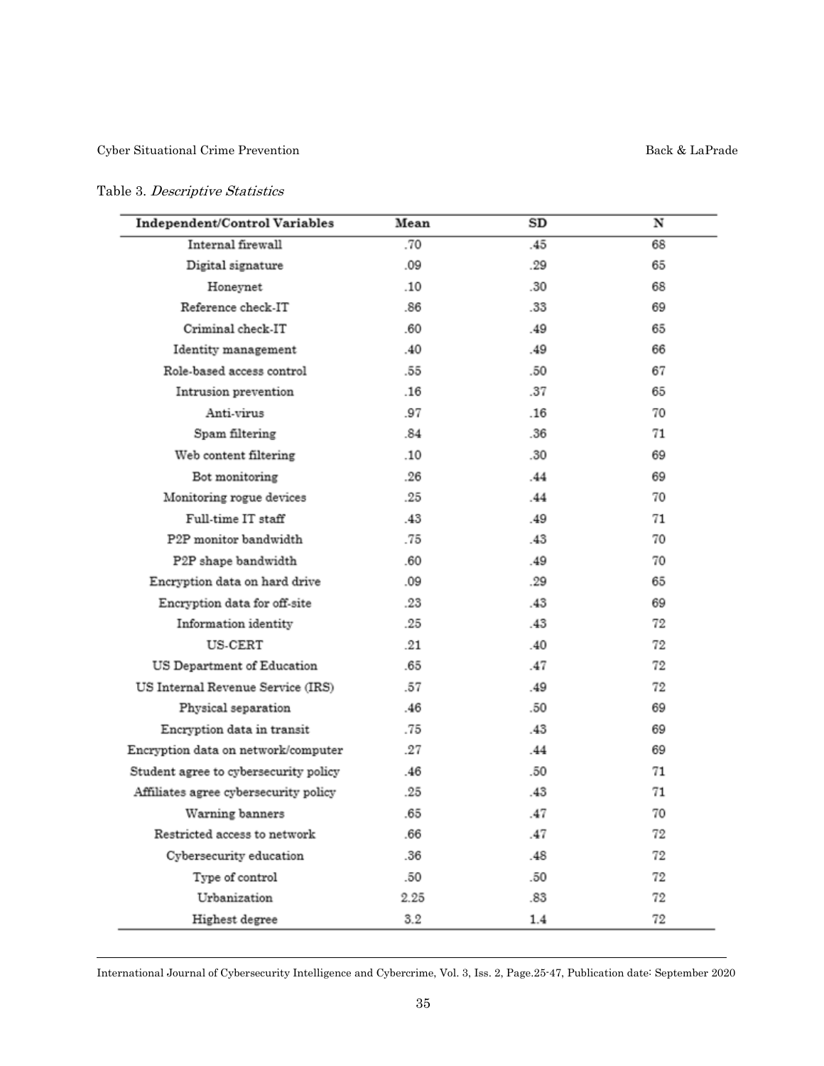Table 3. *Descriptive Statistics*

| Independent/Control Variables | Mean | SD | N |
|---|---|---|---|
| Internal firewall | .70 | .45 | 68 |
| Digital signature | .09 | .29 | 65 |
| Honeynet | .10 | .30 | 68 |
| Reference check-IT | .86 | .33 | 69 |
| Criminal check-IT | .60 | .49 | 65 |
| Identity management | .40 | .49 | 66 |
| Role-based access control | .55 | .50 | 67 |
| Intrusion prevention | .16 | .37 | 65 |
| Anti-virus | .97 | .16 | 70 |
| Spam filtering | .84 | .36 | 71 |
| Web content filtering | .10 | .30 | 69 |
| Bot monitoring | .26 | .44 | 69 |
| Monitoring rogue devices | .25 | .44 | 70 |
| Full-time IT staff | .43 | .49 | 71 |
| P2P monitor bandwidth | .75 | .43 | 70 |
| P2P shape bandwidth | .60 | .49 | 70 |
| Encryption data on hard drive | .09 | .29 | 65 |
| Encryption data for off-site | .23 | .43 | 69 |
| Information identity | .25 | .43 | 72 |
| US-CERT | .21 | .40 | 72 |
| US Department of Education | .65 | .47 | 72 |
| US Internal Revenue Service (IRS) | .57 | .49 | 72 |
| Physical separation | .46 | .50 | 69 |
| Encryption data in transit | .75 | .43 | 69 |
| Encryption data on network/computer | .27 | .44 | 69 |
| Student agree to cybersecurity policy | .46 | .50 | 71 |
| Affiliates agree cybersecurity policy | .25 | .43 | 71 |
| Warning banners | .65 | .47 | 70 |
| Restricted access to network | .66 | .47 | 72 |
| Cybersecurity education | .36 | .48 | 72 |
| Type of control | .50 | .50 | 72 |
| Urbanization | 2.25 | .83 | 72 |
| Highest degree | 3.2 | 1.4 | 72 |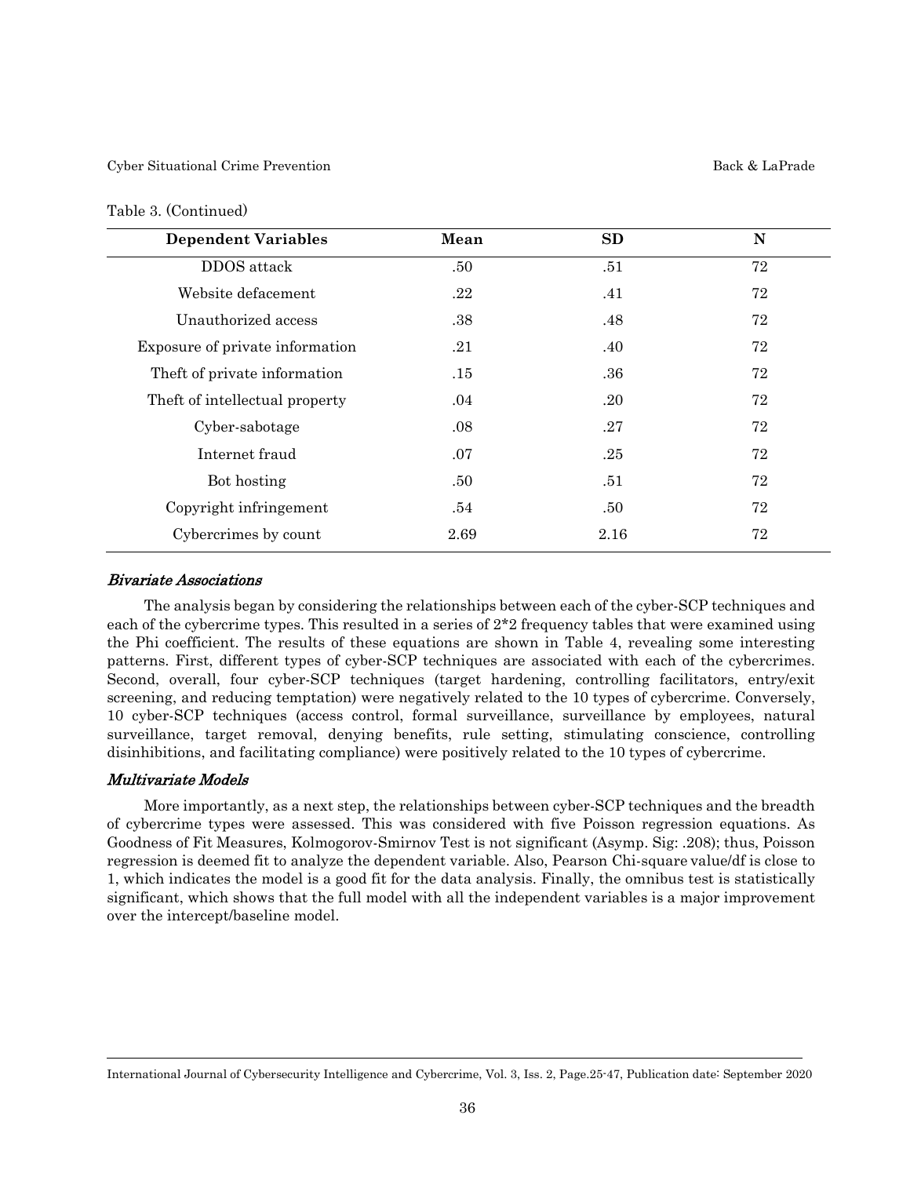Table 3. (Continued)

| Dependent Variables | Mean | SD | N |
| --- | --- | --- | --- |
| DDOS attack | .50 | .51 | 72 |
| Website defacement | .22 | .41 | 72 |
| Unauthorized access | .38 | .48 | 72 |
| Exposure of private information | .21 | .40 | 72 |
| Theft of private information | .15 | .36 | 72 |
| Theft of intellectual property | .04 | .20 | 72 |
| Cyber-sabotage | .08 | .27 | 72 |
| Internet fraud | .07 | .25 | 72 |
| Bot hosting | .50 | .51 | 72 |
| Copyright infringement | .54 | .50 | 72 |
| Cybercrimes by count | 2.69 | 2.16 | 72 |

### *Bivariate Associations*

The analysis began by considering the relationships between each of the cyber-SCP techniques and each of the cybercrime types. This resulted in a series of 2*2 frequency tables that were examined using the Phi coefficient. The results of these equations are shown in Table 4, revealing some interesting patterns. First, different types of cyber-SCP techniques are associated with each of the cybercrimes. Second, overall, four cyber-SCP techniques (target hardening, controlling facilitators, entry/exit screening, and reducing temptation) were negatively related to the 10 types of cybercrime. Conversely, 10 cyber-SCP techniques (access control, formal surveillance, surveillance by employees, natural surveillance, target removal, denying benefits, rule setting, stimulating conscience, controlling disinhibitions, and facilitating compliance) were positively related to the 10 types of cybercrime.

### *Multivariate Models*

More importantly, as a next step, the relationships between cyber-SCP techniques and the breadth of cybercrime types were assessed. This was considered with five Poisson regression equations. As Goodness of Fit Measures, Kolmogorov-Smirnov Test is not significant (Asymp. Sig: .208); thus, Poisson regression is deemed fit to analyze the dependent variable. Also, Pearson Chi-square value/df is close to 1, which indicates the model is a good fit for the data analysis. Finally, the omnibus test is statistically significant, which shows that the full model with all the independent variables is a major improvement over the intercept/baseline model.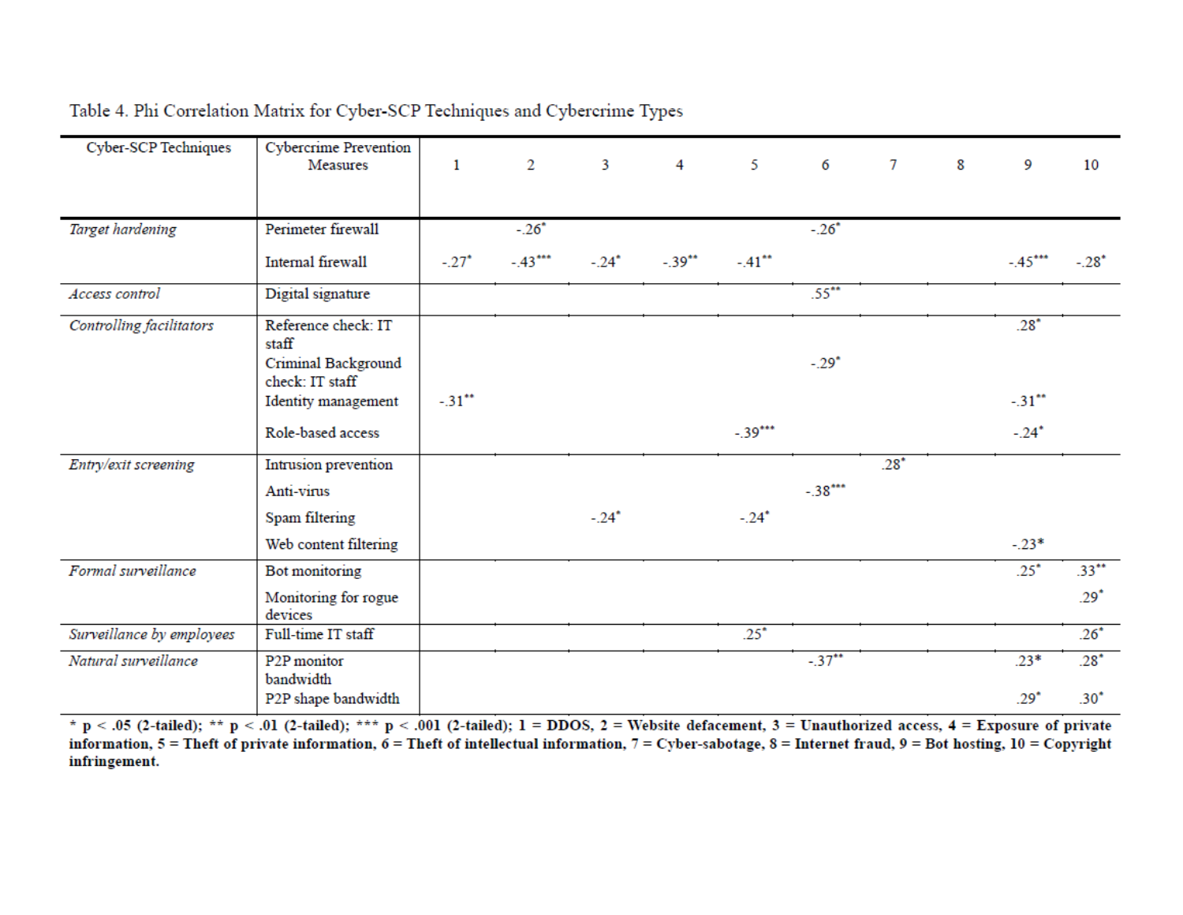Table 4. Phi Correlation Matrix for Cyber-SCP Techniques and Cybercrime Types

| Cyber-SCP Techniques | Cybercrime Prevention Measures | 1 | 2 | 3 | 4 | 5 | 6 | 7 | 8 | 9 | 10 |
|---|---|---|---|---|---|---|---|---|---|---|---|
| *Target hardening* | Perimeter firewall | | -.26* | | | | -.26* | | | | |
| | Internal firewall | -.27* | -.43*** | -.24* | -.39** | -.41** | | | | -.45*** | -.28* |
| *Access control* | Digital signature | | | | | | .55** | | | | |
| *Controlling facilitators* | Reference check: IT staff | | | | | | | | | .28* | |
| | Criminal Background check: IT staff | | | | | | -.29* | | | | |
| | Identity management | -.31** | | | | | | | | -.31** | |
| | Role-based access | | | | | -.39*** | | | | -.24* | |
| *Entry/exit screening* | Intrusion prevention | | | | | | | .28* | | | |
| | Anti-virus | | | | | | -.38*** | | | | |
| | Spam filtering | | | -.24* | | -.24* | | | | | |
| | Web content filtering | | | | | | | | | -.23* | |
| *Formal surveillance* | Bot monitoring | | | | | | | | | .25* | .33** |
| | Monitoring for rogue devices | | | | | | | | | | .29* |
| *Surveillance by employees* | Full-time IT staff | | | | | .25* | | | | | .26* |
| *Natural surveillance* | P2P monitor bandwidth | | | | | | -.37** | | | .23* | .28* |
| | P2P shape bandwidth | | | | | | | | | .29* | .30* |

**\* p < .05 (2-tailed); \*\* p < .01 (2-tailed); \*\*\* p < .001 (2-tailed); 1 = DDOS, 2 = Website defacement, 3 = Unauthorized access, 4 = Exposure of private information, 5 = Theft of private information, 6 = Theft of intellectual information, 7 = Cyber-sabotage, 8 = Internet fraud, 9 = Bot hosting, 10 = Copyright infringement.**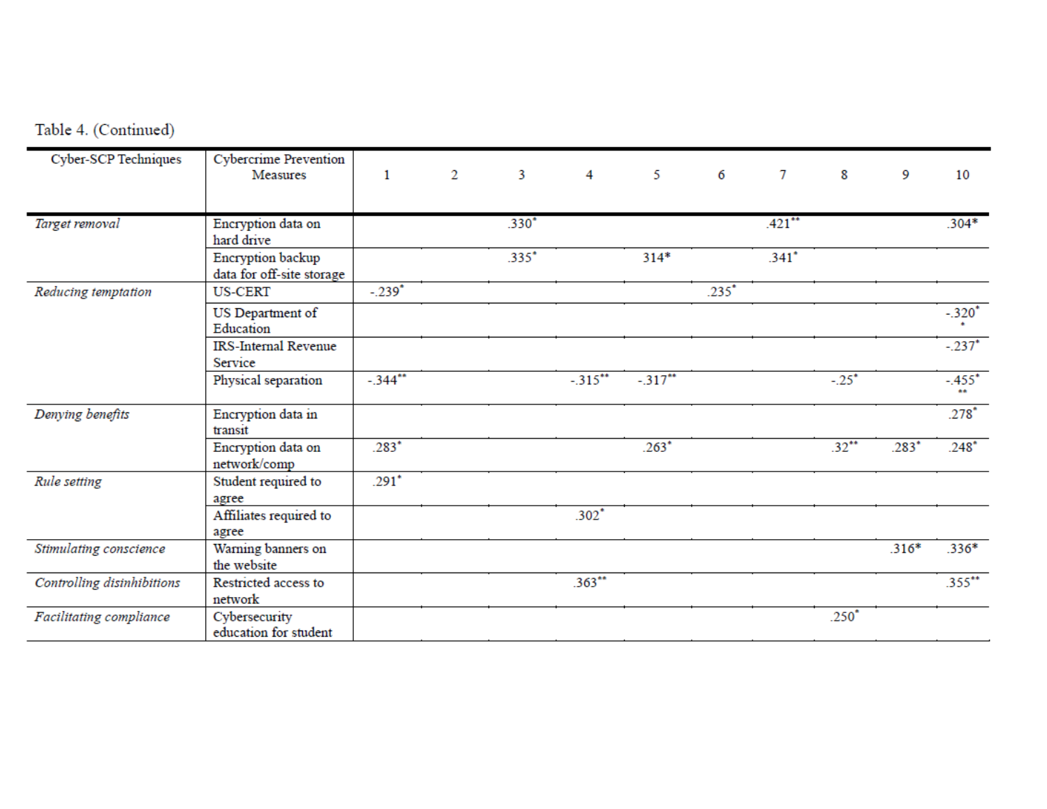Table 4. (Continued)

| Cyber-SCP Techniques | Cybercrime Prevention Measures | 1 | 2 | 3 | 4 | 5 | 6 | 7 | 8 | 9 | 10 |
|---|---|---|---|---|---|---|---|---|---|---|---|
| *Target removal* | Encryption data on hard drive | | | .330* | | | | .421** | | | .304* |
| | Encryption backup data for off-site storage | | | .335* | | 314* | | .341* | | | |
| *Reducing temptation* | US-CERT | -.239* | | | | | .235* | | | | |
| | US Department of Education | | | | | | | | | | -.320** |
| | IRS-Internal Revenue Service | | | | | | | | | | -.237* |
| | Physical separation | -.344** | | | -.315** | -.317** | | | -.25* | | -.455*** |
| *Denying benefits* | Encryption data in transit | | | | | | | | | | .278* |
| | Encryption data on network/comp | .283* | | | | .263* | | | .32** | .283* | .248* |
| *Rule setting* | Student required to agree | .291* | | | | | | | | | |
| | Affiliates required to agree | | | | .302* | | | | | | |
| *Stimulating conscience* | Warning banners on the website | | | | | | | | | .316* | .336* |
| *Controlling disinhibitions* | Restricted access to network | | | | .363** | | | | | | .355** |
| *Facilitating compliance* | Cybersecurity education for student | | | | | | | | .250* | | |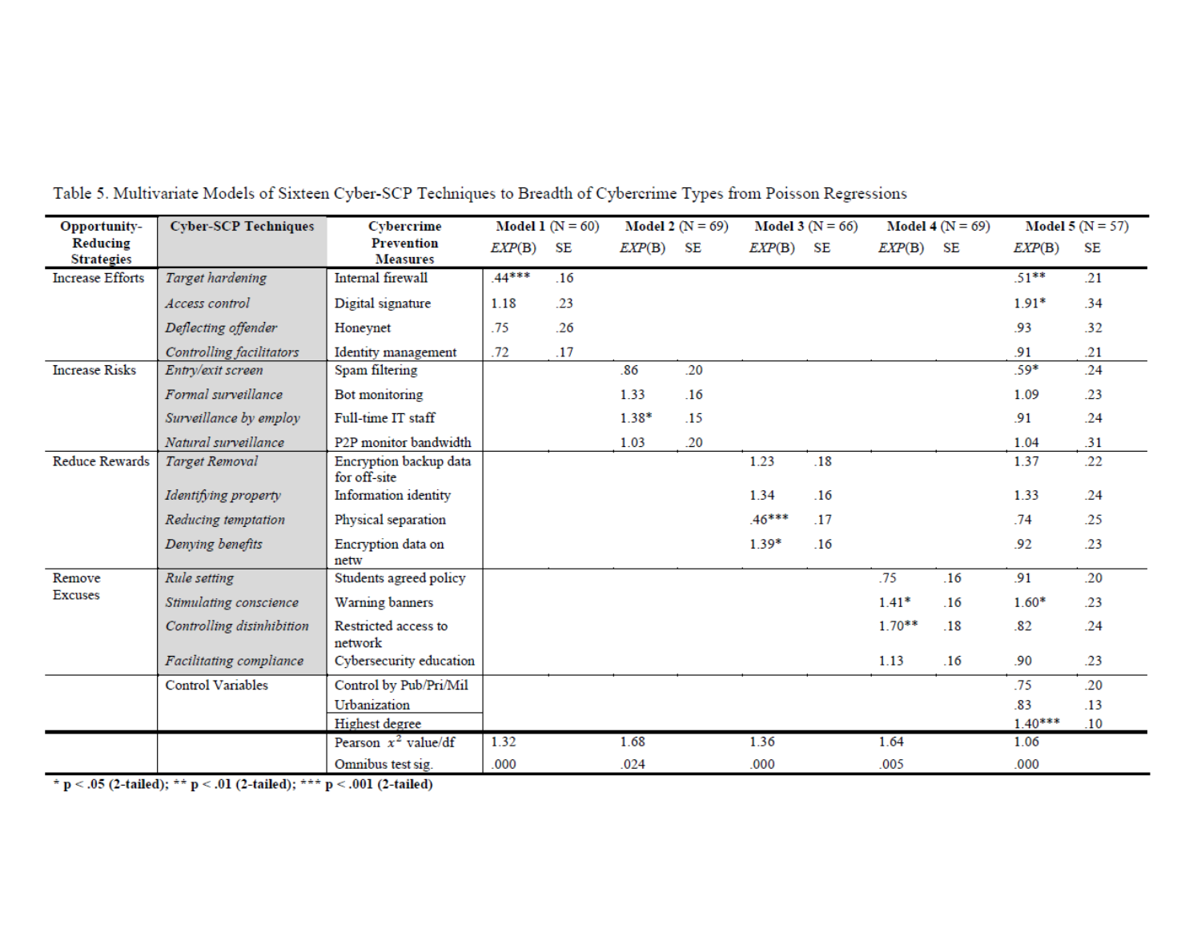Table 5. Multivariate Models of Sixteen Cyber-SCP Techniques to Breadth of Cybercrime Types from Poisson Regressions

| Opportunity-Reducing Strategies | Cyber-SCP Techniques | Cybercrime Prevention Measures | Model 1 (N = 60) | | Model 2 (N = 69) | | Model 3 (N = 66) | | Model 4 (N = 69) | | Model 5 (N = 57) | |
|---|---|---|---|---|---|---|---|---|---|---|---|---|
| | | | *EXP*(B) | SE | *EXP*(B) | SE | *EXP*(B) | SE | *EXP*(B) | SE | *EXP*(B) | SE |
| Increase Efforts | *Target hardening* | Internal firewall | .44*** | .16 | | | | | | | .51** | .21 |
| | *Access control* | Digital signature | 1.18 | .23 | | | | | | | 1.91* | .34 |
| | *Deflecting offender* | Honeynet | .75 | .26 | | | | | | | .93 | .32 |
| | *Controlling facilitators* | Identity management | .72 | .17 | | | | | | | .91 | .21 |
| Increase Risks | *Entry/exit screen* | Spam filtering | | | .86 | .20 | | | | | .59* | .24 |
| | *Formal surveillance* | Bot monitoring | | | 1.33 | .16 | | | | | 1.09 | .23 |
| | *Surveillance by employ* | Full-time IT staff | | | 1.38* | .15 | | | | | .91 | .24 |
| | *Natural surveillance* | P2P monitor bandwidth | | | 1.03 | .20 | | | | | 1.04 | .31 |
| Reduce Rewards | *Target Removal* | Encryption backup data for off-site | | | | | 1.23 | .18 | | | 1.37 | .22 |
| | *Identifying property* | Information identity | | | | | 1.34 | .16 | | | 1.33 | .24 |
| | *Reducing temptation* | Physical separation | | | | | .46*** | .17 | | | .74 | .25 |
| | *Denying benefits* | Encryption data on netw | | | | | 1.39* | .16 | | | .92 | .23 |
| Remove Excuses | *Rule setting* | Students agreed policy | | | | | | | .75 | .16 | .91 | .20 |
| | *Stimulating conscience* | Warning banners | | | | | | | 1.41* | .16 | 1.60* | .23 |
| | *Controlling disinhibition* | Restricted access to network | | | | | | | 1.70** | .18 | .82 | .24 |
| | *Facilitating compliance* | Cybersecurity education | | | | | | | 1.13 | .16 | .90 | .23 |
| | Control Variables | Control by Pub/Pri/Mil | | | | | | | | | .75 | .20 |
| | | Urbanization | | | | | | | | | .83 | .13 |
| | | Highest degree | | | | | | | | | 1.40*** | .10 |
| | | Pearson $x^2$ value/df | 1.32 | | 1.68 | | 1.36 | | 1.64 | | 1.06 | |
| | | Omnibus test sig. | .000 | | .024 | | .000 | | .005 | | .000 | |

**\* p < .05 (2-tailed); \*\* p < .01 (2-tailed); \*\*\* p < .001 (2-tailed)**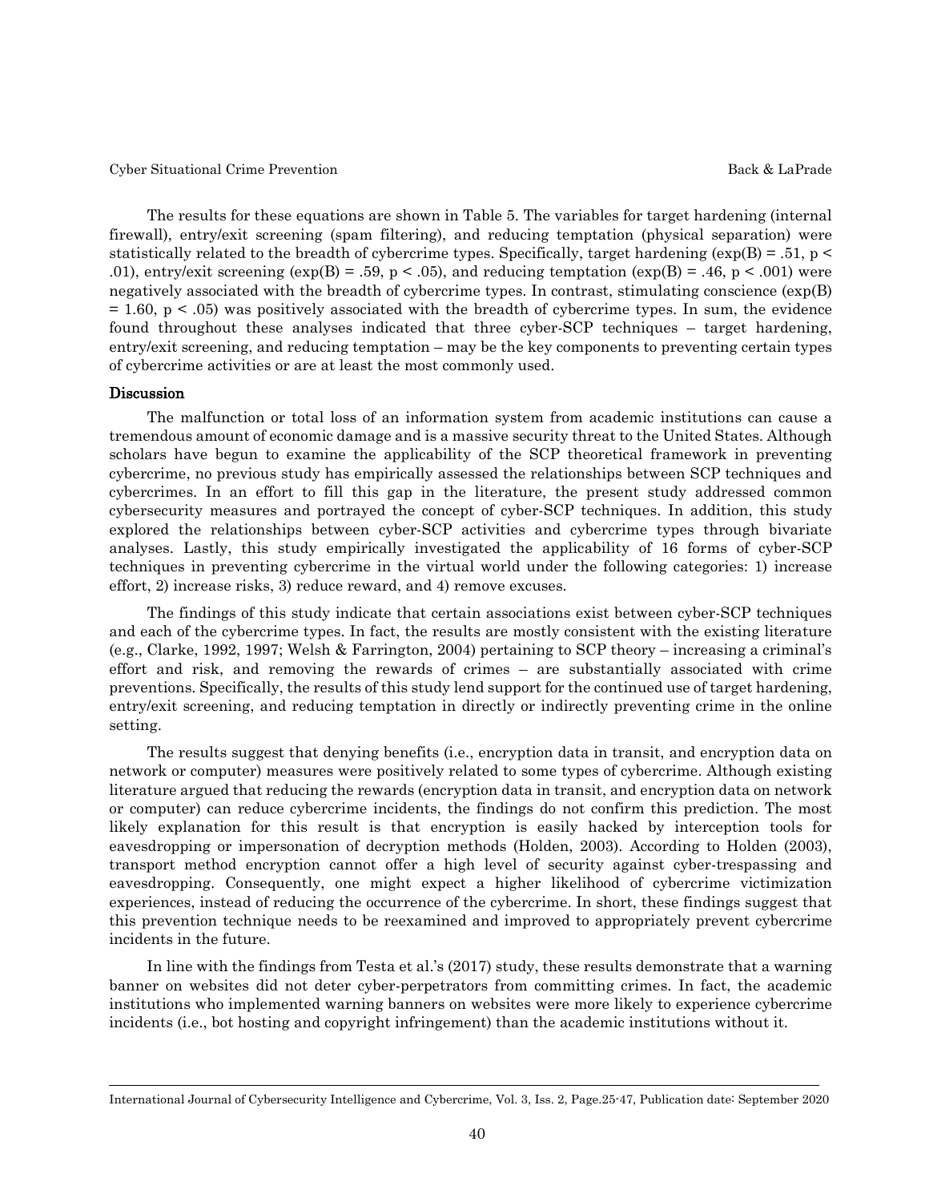The results for these equations are shown in Table 5. The variables for target hardening (internal firewall), entry/exit screening (spam filtering), and reducing temptation (physical separation) were statistically related to the breadth of cybercrime types. Specifically, target hardening ($\exp(B) = .51$, $p < .01$), entry/exit screening ($\exp(B) = .59$, $p < .05$), and reducing temptation ($\exp(B) = .46$, $p < .001$) were negatively associated with the breadth of cybercrime types. In contrast, stimulating conscience ($\exp(B) = 1.60$, $p < .05$) was positively associated with the breadth of cybercrime types. In sum, the evidence found throughout these analyses indicated that three cyber-SCP techniques – target hardening, entry/exit screening, and reducing temptation – may be the key components to preventing certain types of cybercrime activities or are at least the most commonly used.

## Discussion

The malfunction or total loss of an information system from academic institutions can cause a tremendous amount of economic damage and is a massive security threat to the United States. Although scholars have begun to examine the applicability of the SCP theoretical framework in preventing cybercrime, no previous study has empirically assessed the relationships between SCP techniques and cybercrimes. In an effort to fill this gap in the literature, the present study addressed common cybersecurity measures and portrayed the concept of cyber-SCP techniques. In addition, this study explored the relationships between cyber-SCP activities and cybercrime types through bivariate analyses. Lastly, this study empirically investigated the applicability of 16 forms of cyber-SCP techniques in preventing cybercrime in the virtual world under the following categories: 1) increase effort, 2) increase risks, 3) reduce reward, and 4) remove excuses.

The findings of this study indicate that certain associations exist between cyber-SCP techniques and each of the cybercrime types. In fact, the results are mostly consistent with the existing literature (e.g., Clarke, 1992, 1997; Welsh & Farrington, 2004) pertaining to SCP theory – increasing a criminal's effort and risk, and removing the rewards of crimes – are substantially associated with crime preventions. Specifically, the results of this study lend support for the continued use of target hardening, entry/exit screening, and reducing temptation in directly or indirectly preventing crime in the online setting.

The results suggest that denying benefits (i.e., encryption data in transit, and encryption data on network or computer) measures were positively related to some types of cybercrime. Although existing literature argued that reducing the rewards (encryption data in transit, and encryption data on network or computer) can reduce cybercrime incidents, the findings do not confirm this prediction. The most likely explanation for this result is that encryption is easily hacked by interception tools for eavesdropping or impersonation of decryption methods (Holden, 2003). According to Holden (2003), transport method encryption cannot offer a high level of security against cyber-trespassing and eavesdropping. Consequently, one might expect a higher likelihood of cybercrime victimization experiences, instead of reducing the occurrence of the cybercrime. In short, these findings suggest that this prevention technique needs to be reexamined and improved to appropriately prevent cybercrime incidents in the future.

In line with the findings from Testa et al.'s (2017) study, these results demonstrate that a warning banner on websites did not deter cyber-perpetrators from committing crimes. In fact, the academic institutions who implemented warning banners on websites were more likely to experience cybercrime incidents (i.e., bot hosting and copyright infringement) than the academic institutions without it.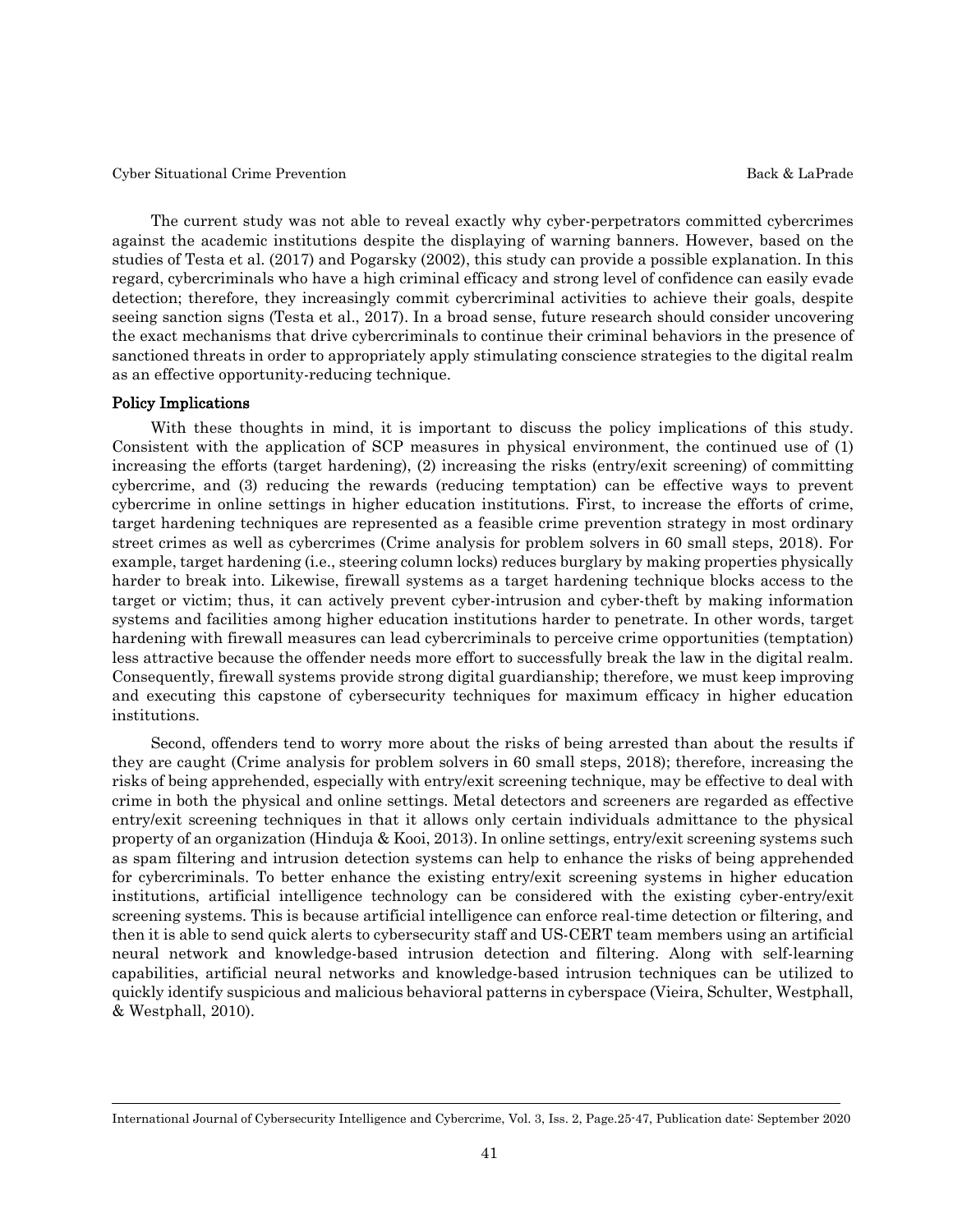The current study was not able to reveal exactly why cyber-perpetrators committed cybercrimes against the academic institutions despite the displaying of warning banners. However, based on the studies of Testa et al. (2017) and Pogarsky (2002), this study can provide a possible explanation. In this regard, cybercriminals who have a high criminal efficacy and strong level of confidence can easily evade detection; therefore, they increasingly commit cybercriminal activities to achieve their goals, despite seeing sanction signs (Testa et al., 2017). In a broad sense, future research should consider uncovering the exact mechanisms that drive cybercriminals to continue their criminal behaviors in the presence of sanctioned threats in order to appropriately apply stimulating conscience strategies to the digital realm as an effective opportunity-reducing technique.

### Policy Implications

With these thoughts in mind, it is important to discuss the policy implications of this study. Consistent with the application of SCP measures in physical environment, the continued use of (1) increasing the efforts (target hardening), (2) increasing the risks (entry/exit screening) of committing cybercrime, and (3) reducing the rewards (reducing temptation) can be effective ways to prevent cybercrime in online settings in higher education institutions. First, to increase the efforts of crime, target hardening techniques are represented as a feasible crime prevention strategy in most ordinary street crimes as well as cybercrimes (Crime analysis for problem solvers in 60 small steps, 2018). For example, target hardening (i.e., steering column locks) reduces burglary by making properties physically harder to break into. Likewise, firewall systems as a target hardening technique blocks access to the target or victim; thus, it can actively prevent cyber-intrusion and cyber-theft by making information systems and facilities among higher education institutions harder to penetrate. In other words, target hardening with firewall measures can lead cybercriminals to perceive crime opportunities (temptation) less attractive because the offender needs more effort to successfully break the law in the digital realm. Consequently, firewall systems provide strong digital guardianship; therefore, we must keep improving and executing this capstone of cybersecurity techniques for maximum efficacy in higher education institutions.

Second, offenders tend to worry more about the risks of being arrested than about the results if they are caught (Crime analysis for problem solvers in 60 small steps, 2018); therefore, increasing the risks of being apprehended, especially with entry/exit screening technique, may be effective to deal with crime in both the physical and online settings. Metal detectors and screeners are regarded as effective entry/exit screening techniques in that it allows only certain individuals admittance to the physical property of an organization (Hinduja & Kooi, 2013). In online settings, entry/exit screening systems such as spam filtering and intrusion detection systems can help to enhance the risks of being apprehended for cybercriminals. To better enhance the existing entry/exit screening systems in higher education institutions, artificial intelligence technology can be considered with the existing cyber-entry/exit screening systems. This is because artificial intelligence can enforce real-time detection or filtering, and then it is able to send quick alerts to cybersecurity staff and US-CERT team members using an artificial neural network and knowledge-based intrusion detection and filtering. Along with self-learning capabilities, artificial neural networks and knowledge-based intrusion techniques can be utilized to quickly identify suspicious and malicious behavioral patterns in cyberspace (Vieira, Schulter, Westphall, & Westphall, 2010).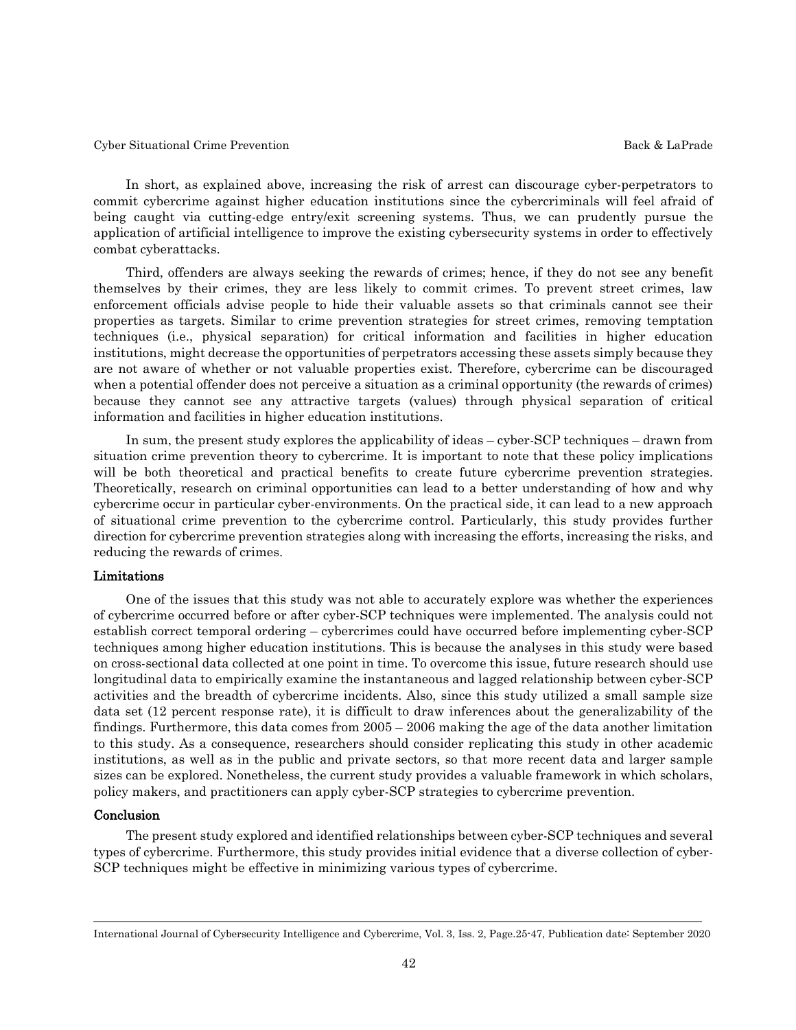In short, as explained above, increasing the risk of arrest can discourage cyber-perpetrators to commit cybercrime against higher education institutions since the cybercriminals will feel afraid of being caught via cutting-edge entry/exit screening systems. Thus, we can prudently pursue the application of artificial intelligence to improve the existing cybersecurity systems in order to effectively combat cyberattacks.

Third, offenders are always seeking the rewards of crimes; hence, if they do not see any benefit themselves by their crimes, they are less likely to commit crimes. To prevent street crimes, law enforcement officials advise people to hide their valuable assets so that criminals cannot see their properties as targets. Similar to crime prevention strategies for street crimes, removing temptation techniques (i.e., physical separation) for critical information and facilities in higher education institutions, might decrease the opportunities of perpetrators accessing these assets simply because they are not aware of whether or not valuable properties exist. Therefore, cybercrime can be discouraged when a potential offender does not perceive a situation as a criminal opportunity (the rewards of crimes) because they cannot see any attractive targets (values) through physical separation of critical information and facilities in higher education institutions.

In sum, the present study explores the applicability of ideas – cyber-SCP techniques – drawn from situation crime prevention theory to cybercrime. It is important to note that these policy implications will be both theoretical and practical benefits to create future cybercrime prevention strategies. Theoretically, research on criminal opportunities can lead to a better understanding of how and why cybercrime occur in particular cyber-environments. On the practical side, it can lead to a new approach of situational crime prevention to the cybercrime control. Particularly, this study provides further direction for cybercrime prevention strategies along with increasing the efforts, increasing the risks, and reducing the rewards of crimes.

## Limitations

One of the issues that this study was not able to accurately explore was whether the experiences of cybercrime occurred before or after cyber-SCP techniques were implemented. The analysis could not establish correct temporal ordering – cybercrimes could have occurred before implementing cyber-SCP techniques among higher education institutions. This is because the analyses in this study were based on cross-sectional data collected at one point in time. To overcome this issue, future research should use longitudinal data to empirically examine the instantaneous and lagged relationship between cyber-SCP activities and the breadth of cybercrime incidents. Also, since this study utilized a small sample size data set (12 percent response rate), it is difficult to draw inferences about the generalizability of the findings. Furthermore, this data comes from 2005 – 2006 making the age of the data another limitation to this study. As a consequence, researchers should consider replicating this study in other academic institutions, as well as in the public and private sectors, so that more recent data and larger sample sizes can be explored. Nonetheless, the current study provides a valuable framework in which scholars, policy makers, and practitioners can apply cyber-SCP strategies to cybercrime prevention.

## Conclusion

The present study explored and identified relationships between cyber-SCP techniques and several types of cybercrime. Furthermore, this study provides initial evidence that a diverse collection of cyber-SCP techniques might be effective in minimizing various types of cybercrime.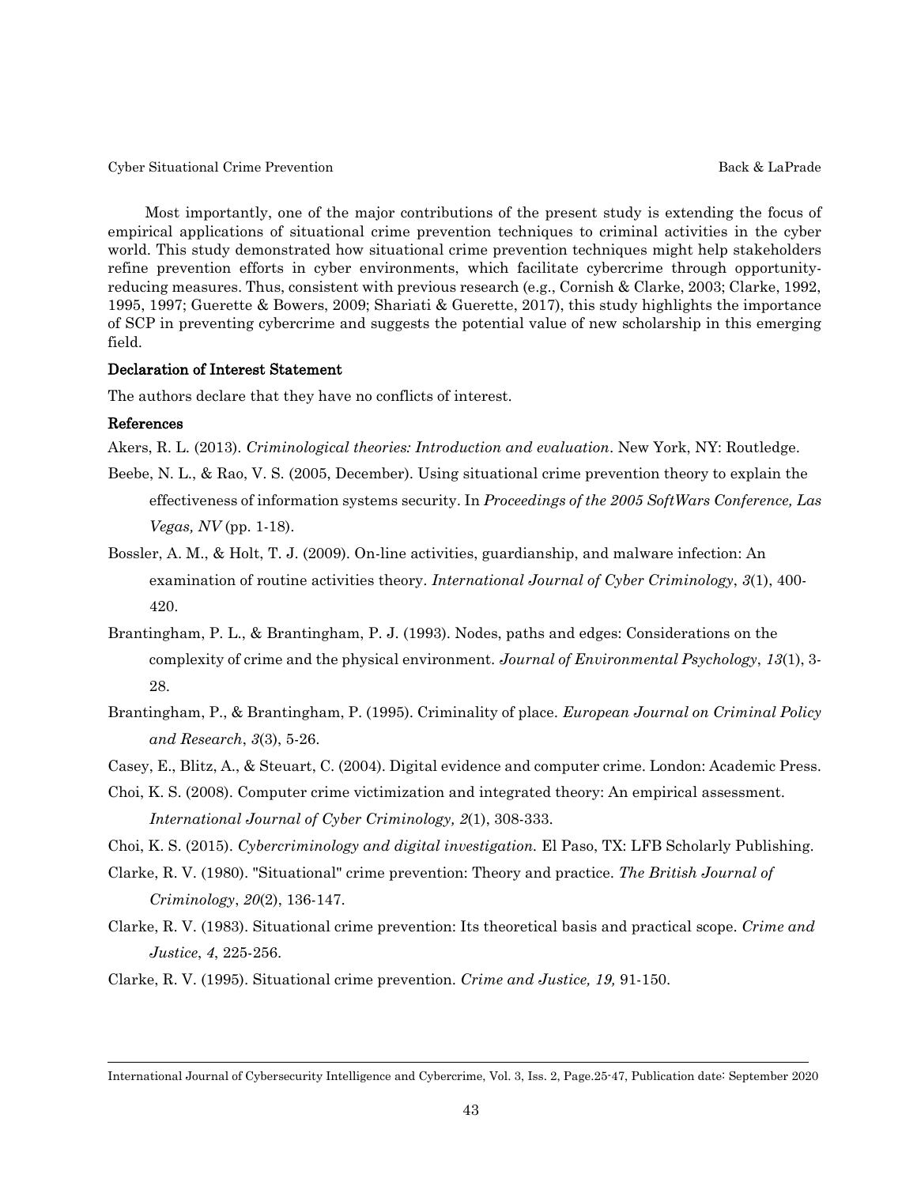Most importantly, one of the major contributions of the present study is extending the focus of empirical applications of situational crime prevention techniques to criminal activities in the cyber world. This study demonstrated how situational crime prevention techniques might help stakeholders refine prevention efforts in cyber environments, which facilitate cybercrime through opportunity-reducing measures. Thus, consistent with previous research (e.g., Cornish & Clarke, 2003; Clarke, 1992, 1995, 1997; Guerette & Bowers, 2009; Shariati & Guerette, 2017), this study highlights the importance of SCP in preventing cybercrime and suggests the potential value of new scholarship in this emerging field.

### Declaration of Interest Statement

The authors declare that they have no conflicts of interest.

### References

Akers, R. L. (2013). *Criminological theories: Introduction and evaluation*. New York, NY: Routledge.

Beebe, N. L., & Rao, V. S. (2005, December). Using situational crime prevention theory to explain the effectiveness of information systems security. In *Proceedings of the 2005 SoftWars Conference, Las Vegas, NV* (pp. 1-18).

Bossler, A. M., & Holt, T. J. (2009). On-line activities, guardianship, and malware infection: An examination of routine activities theory. *International Journal of Cyber Criminology*, *3*(1), 400-420.

Brantingham, P. L., & Brantingham, P. J. (1993). Nodes, paths and edges: Considerations on the complexity of crime and the physical environment. *Journal of Environmental Psychology*, *13*(1), 3-28.

Brantingham, P., & Brantingham, P. (1995). Criminality of place. *European Journal on Criminal Policy and Research*, *3*(3), 5-26.

Casey, E., Blitz, A., & Steuart, C. (2004). Digital evidence and computer crime. London: Academic Press.

Choi, K. S. (2008). Computer crime victimization and integrated theory: An empirical assessment. *International Journal of Cyber Criminology, 2*(1), 308-333.

Choi, K. S. (2015). *Cybercriminology and digital investigation.* El Paso, TX: LFB Scholarly Publishing.

Clarke, R. V. (1980). "Situational" crime prevention: Theory and practice. *The British Journal of Criminology*, *20*(2), 136-147.

Clarke, R. V. (1983). Situational crime prevention: Its theoretical basis and practical scope. *Crime and Justice*, *4*, 225-256.

Clarke, R. V. (1995). Situational crime prevention. *Crime and Justice, 19,* 91-150.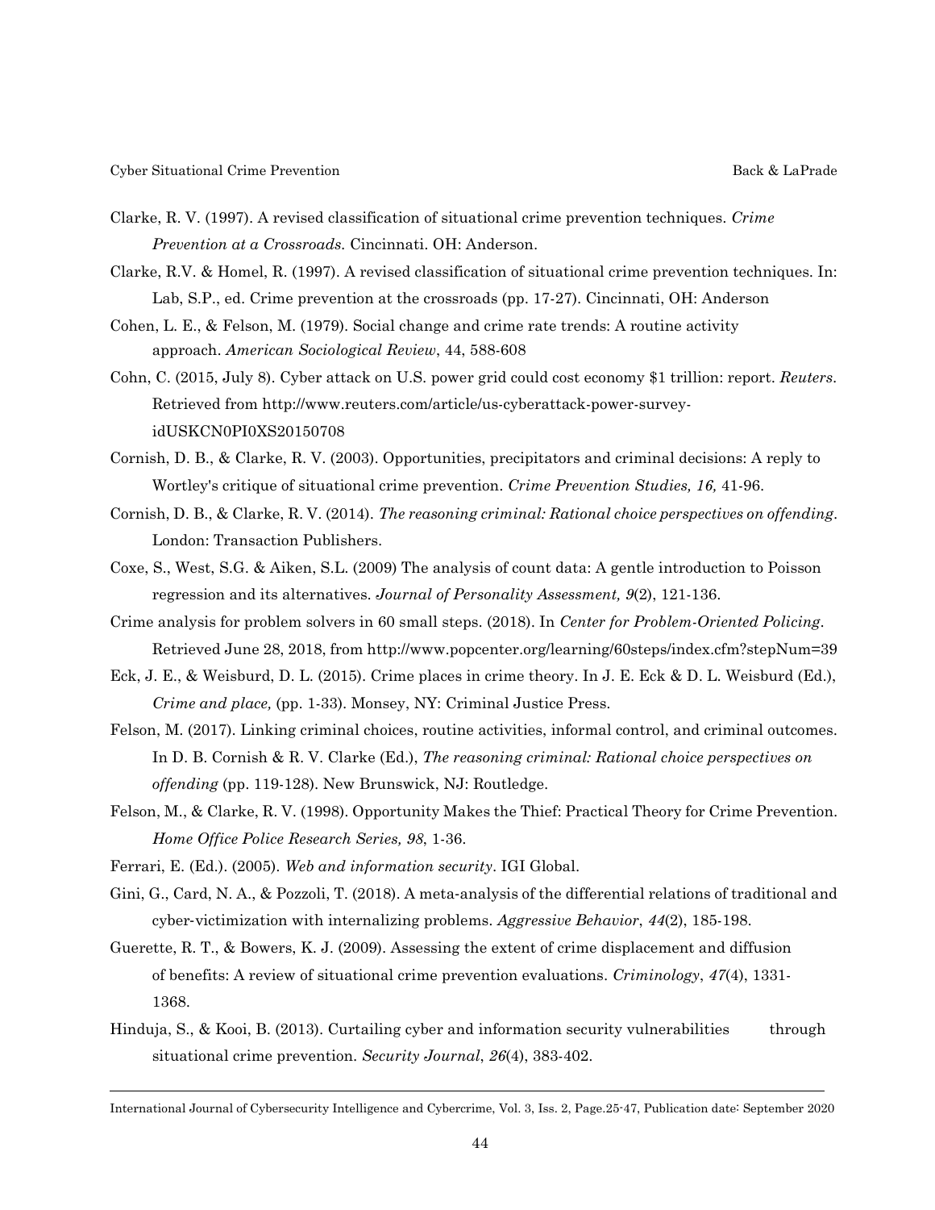Clarke, R. V. (1997). A revised classification of situational crime prevention techniques. *Crime Prevention at a Crossroads.* Cincinnati. OH: Anderson.

Clarke, R.V. & Homel, R. (1997). A revised classification of situational crime prevention techniques. In: Lab, S.P., ed. Crime prevention at the crossroads (pp. 17-27). Cincinnati, OH: Anderson

Cohen, L. E., & Felson, M. (1979). Social change and crime rate trends: A routine activity approach. *American Sociological Review*, 44, 588-608

Cohn, C. (2015, July 8). Cyber attack on U.S. power grid could cost economy $1 trillion: report. *Reuters*. Retrieved from http://www.reuters.com/article/us-cyberattack-power-survey-idUSKCN0PI0XS20150708

Cornish, D. B., & Clarke, R. V. (2003). Opportunities, precipitators and criminal decisions: A reply to Wortley's critique of situational crime prevention. *Crime Prevention Studies, 16,* 41-96.

Cornish, D. B., & Clarke, R. V. (2014). *The reasoning criminal: Rational choice perspectives on offending*. London: Transaction Publishers.

Coxe, S., West, S.G. & Aiken, S.L. (2009) The analysis of count data: A gentle introduction to Poisson regression and its alternatives. *Journal of Personality Assessment, 9*(2), 121-136.

Crime analysis for problem solvers in 60 small steps. (2018). In *Center for Problem-Oriented Policing*. Retrieved June 28, 2018, from http://www.popcenter.org/learning/60steps/index.cfm?stepNum=39

Eck, J. E., & Weisburd, D. L. (2015). Crime places in crime theory. In J. E. Eck & D. L. Weisburd (Ed.), *Crime and place,* (pp. 1-33). Monsey, NY: Criminal Justice Press.

Felson, M. (2017). Linking criminal choices, routine activities, informal control, and criminal outcomes. In D. B. Cornish & R. V. Clarke (Ed.), *The reasoning criminal: Rational choice perspectives on offending* (pp. 119-128). New Brunswick, NJ: Routledge.

Felson, M., & Clarke, R. V. (1998). Opportunity Makes the Thief: Practical Theory for Crime Prevention. *Home Office Police Research Series, 98*, 1-36.

Ferrari, E. (Ed.). (2005). *Web and information security*. IGI Global.

Gini, G., Card, N. A., & Pozzoli, T. (2018). A meta-analysis of the differential relations of traditional and cyber-victimization with internalizing problems. *Aggressive Behavior*, *44*(2), 185-198.

Guerette, R. T., & Bowers, K. J. (2009). Assessing the extent of crime displacement and diffusion of benefits: A review of situational crime prevention evaluations. *Criminology*, *47*(4), 1331-1368.

Hinduja, S., & Kooi, B. (2013). Curtailing cyber and information security vulnerabilities through situational crime prevention. *Security Journal*, *26*(4), 383-402.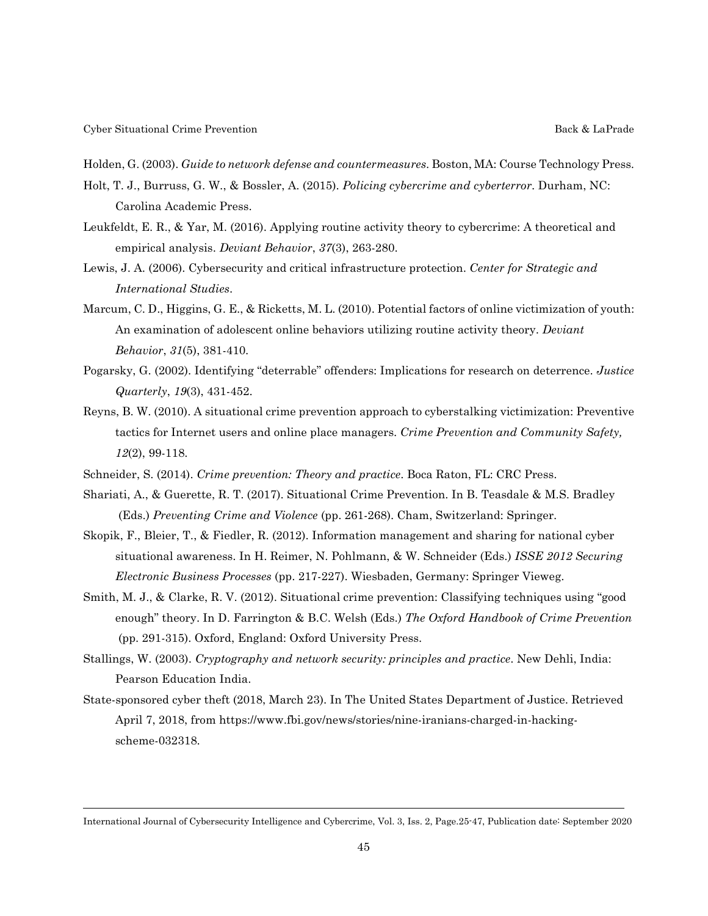Holden, G. (2003). *Guide to network defense and countermeasures*. Boston, MA: Course Technology Press.

Holt, T. J., Burruss, G. W., & Bossler, A. (2015). *Policing cybercrime and cyberterror*. Durham, NC: Carolina Academic Press.

Leukfeldt, E. R., & Yar, M. (2016). Applying routine activity theory to cybercrime: A theoretical and empirical analysis. *Deviant Behavior*, *37*(3), 263-280.

Lewis, J. A. (2006). Cybersecurity and critical infrastructure protection. *Center for Strategic and International Studies*.

Marcum, C. D., Higgins, G. E., & Ricketts, M. L. (2010). Potential factors of online victimization of youth: An examination of adolescent online behaviors utilizing routine activity theory. *Deviant Behavior*, *31*(5), 381-410.

Pogarsky, G. (2002). Identifying "deterrable" offenders: Implications for research on deterrence. *Justice Quarterly*, *19*(3), 431-452.

Reyns, B. W. (2010). A situational crime prevention approach to cyberstalking victimization: Preventive tactics for Internet users and online place managers. *Crime Prevention and Community Safety, 12*(2), 99-118.

Schneider, S. (2014). *Crime prevention: Theory and practice*. Boca Raton, FL: CRC Press.

Shariati, A., & Guerette, R. T. (2017). Situational Crime Prevention. In B. Teasdale & M.S. Bradley (Eds.) *Preventing Crime and Violence* (pp. 261-268). Cham, Switzerland: Springer.

Skopik, F., Bleier, T., & Fiedler, R. (2012). Information management and sharing for national cyber situational awareness. In H. Reimer, N. Pohlmann, & W. Schneider (Eds.) *ISSE 2012 Securing Electronic Business Processes* (pp. 217-227). Wiesbaden, Germany: Springer Vieweg.

Smith, M. J., & Clarke, R. V. (2012). Situational crime prevention: Classifying techniques using "good enough" theory. In D. Farrington & B.C. Welsh (Eds.) *The Oxford Handbook of Crime Prevention* (pp. 291-315). Oxford, England: Oxford University Press.

Stallings, W. (2003). *Cryptography and network security: principles and practice*. New Dehli, India: Pearson Education India.

State-sponsored cyber theft (2018, March 23). In The United States Department of Justice. Retrieved April 7, 2018, from https://www.fbi.gov/news/stories/nine-iranians-charged-in-hacking-scheme-032318.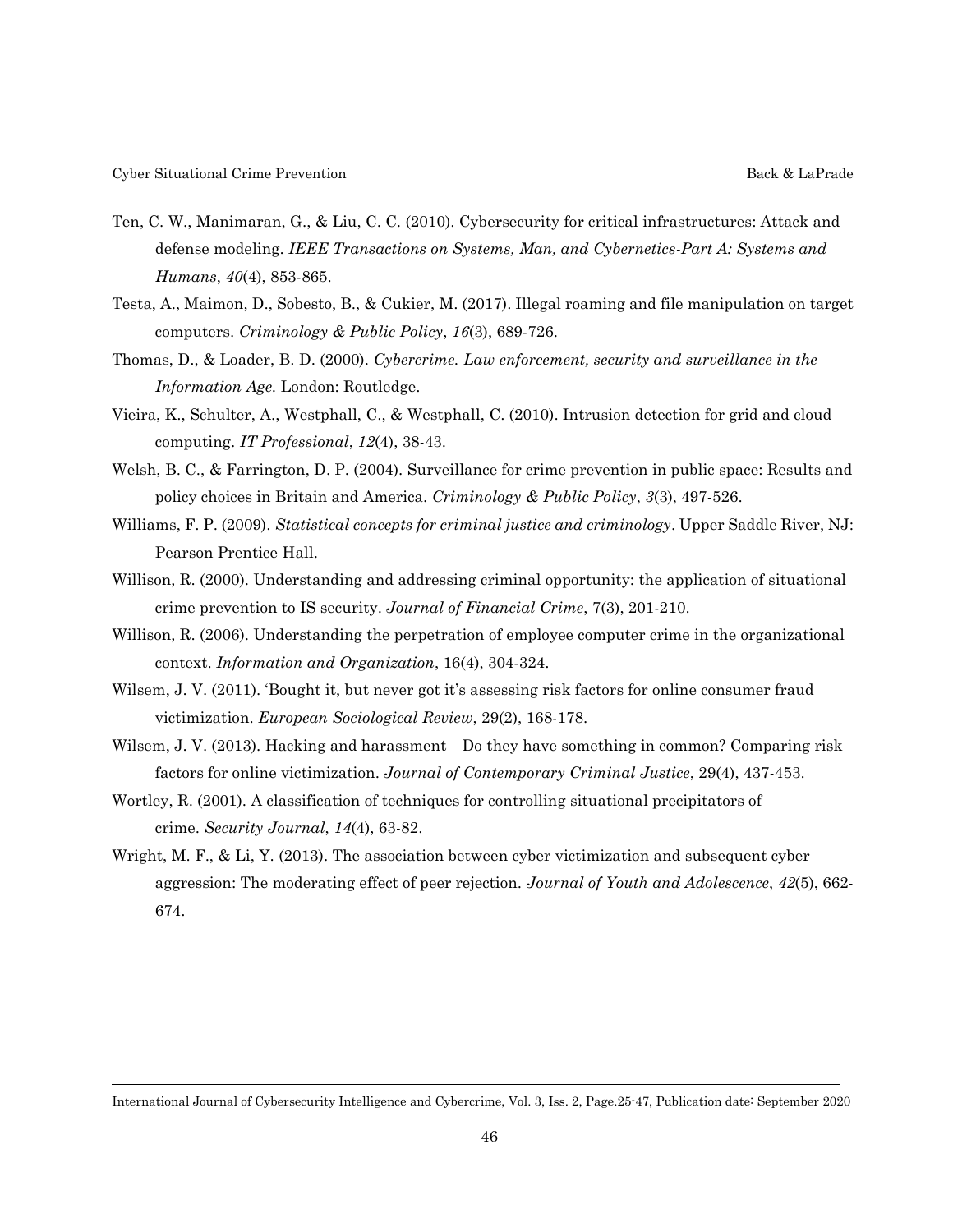Ten, C. W., Manimaran, G., & Liu, C. C. (2010). Cybersecurity for critical infrastructures: Attack and defense modeling. *IEEE Transactions on Systems, Man, and Cybernetics-Part A: Systems and Humans*, *40*(4), 853-865.

Testa, A., Maimon, D., Sobesto, B., & Cukier, M. (2017). Illegal roaming and file manipulation on target computers. *Criminology & Public Policy*, *16*(3), 689-726.

Thomas, D., & Loader, B. D. (2000). *Cybercrime. Law enforcement, security and surveillance in the Information Age.* London: Routledge.

Vieira, K., Schulter, A., Westphall, C., & Westphall, C. (2010). Intrusion detection for grid and cloud computing. *IT Professional*, *12*(4), 38-43.

Welsh, B. C., & Farrington, D. P. (2004). Surveillance for crime prevention in public space: Results and policy choices in Britain and America. *Criminology & Public Policy*, *3*(3), 497-526.

Williams, F. P. (2009). *Statistical concepts for criminal justice and criminology*. Upper Saddle River, NJ: Pearson Prentice Hall.

Willison, R. (2000). Understanding and addressing criminal opportunity: the application of situational crime prevention to IS security. *Journal of Financial Crime*, 7(3), 201-210.

Willison, R. (2006). Understanding the perpetration of employee computer crime in the organizational context. *Information and Organization*, 16(4), 304-324.

Wilsem, J. V. (2011). 'Bought it, but never got it's assessing risk factors for online consumer fraud victimization. *European Sociological Review*, 29(2), 168-178.

Wilsem, J. V. (2013). Hacking and harassment—Do they have something in common? Comparing risk factors for online victimization. *Journal of Contemporary Criminal Justice*, 29(4), 437-453.

Wortley, R. (2001). A classification of techniques for controlling situational precipitators of crime. *Security Journal*, *14*(4), 63-82.

Wright, M. F., & Li, Y. (2013). The association between cyber victimization and subsequent cyber aggression: The moderating effect of peer rejection. *Journal of Youth and Adolescence*, *42*(5), 662-674.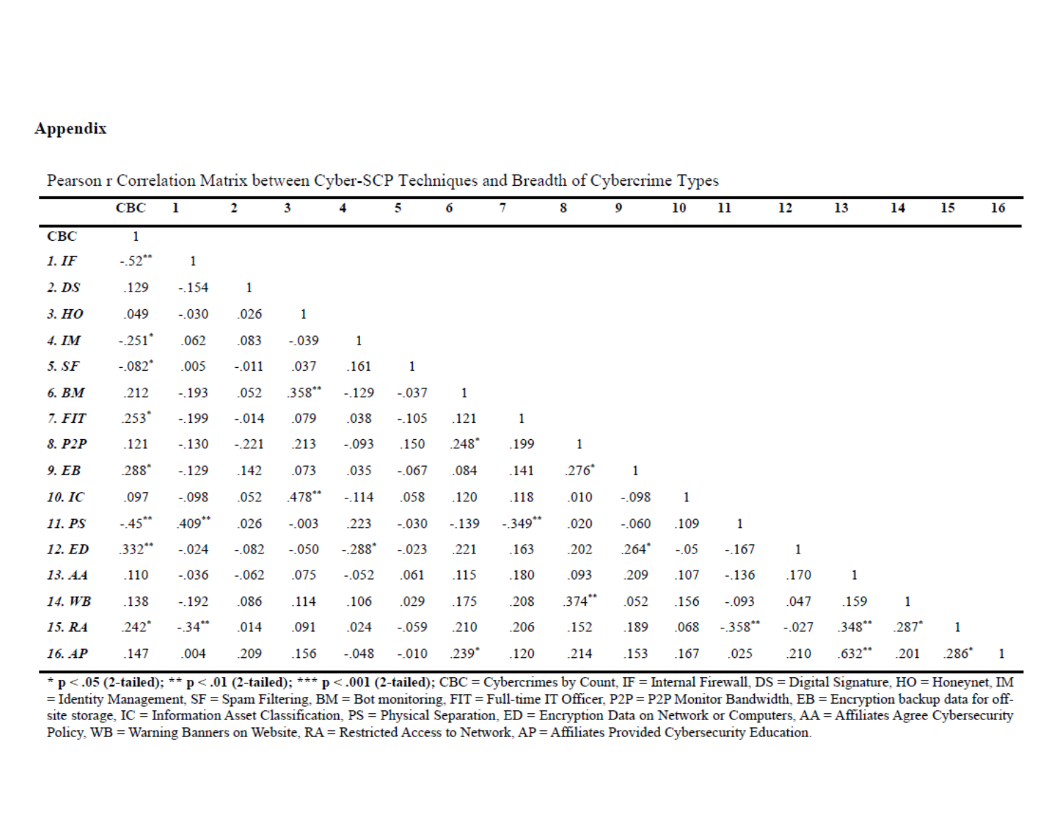## Appendix

Pearson r Correlation Matrix between Cyber-SCP Techniques and Breadth of Cybercrime Types

| | CBC | 1 | 2 | 3 | 4 | 5 | 6 | 7 | 8 | 9 | 10 | 11 | 12 | 13 | 14 | 15 | 16 |
|---|---|---|---|---|---|---|---|---|---|---|---|---|---|---|---|---|---|
| **CBC** | 1 | | | | | | | | | | | | | | | | |
| ***1. IF*** | -.52** | 1 | | | | | | | | | | | | | | | |
| ***2. DS*** | .129 | -.154 | 1 | | | | | | | | | | | | | | |
| ***3. HO*** | .049 | -.030 | .026 | 1 | | | | | | | | | | | | | |
| ***4. IM*** | -.251* | .062 | .083 | -.039 | 1 | | | | | | | | | | | | |
| ***5. SF*** | -.082* | .005 | -.011 | .037 | .161 | 1 | | | | | | | | | | | |
| ***6. BM*** | .212 | -.193 | .052 | .358** | -.129 | -.037 | 1 | | | | | | | | | | |
| ***7. FIT*** | .253* | -.199 | -.014 | .079 | .038 | -.105 | .121 | 1 | | | | | | | | | |
| ***8. P2P*** | .121 | -.130 | -.221 | .213 | -.093 | .150 | .248* | .199 | 1 | | | | | | | | |
| ***9. EB*** | .288* | -.129 | .142 | .073 | .035 | -.067 | .084 | .141 | .276* | 1 | | | | | | | |
| ***10. IC*** | .097 | -.098 | .052 | .478** | -.114 | .058 | .120 | .118 | .010 | -.098 | 1 | | | | | | |
| ***11. PS*** | -.45** | .409** | .026 | -.003 | .223 | -.030 | -.139 | -.349** | .020 | -.060 | .109 | 1 | | | | | |
| ***12. ED*** | .332** | -.024 | -.082 | -.050 | -.288* | -.023 | .221 | .163 | .202 | .264* | -.05 | -.167 | 1 | | | | |
| ***13. AA*** | .110 | -.036 | -.062 | .075 | -.052 | .061 | .115 | .180 | .093 | .209 | .107 | -.136 | .170 | 1 | | | |
| ***14. WB*** | .138 | -.192 | .086 | .114 | .106 | .029 | .175 | .208 | .374** | .052 | .156 | -.093 | .047 | .159 | 1 | | |
| ***15. RA*** | .242* | -.34** | .014 | .091 | .024 | -.059 | .210 | .206 | .152 | .189 | .068 | -.358** | -.027 | .348** | .287* | 1 | |
| ***16. AP*** | .147 | .004 | .209 | .156 | -.048 | -.010 | .239* | .120 | .214 | .153 | .167 | .025 | .210 | .632** | .201 | .286* | 1 |

\* p < .05 (2-tailed); \*\* p < .01 (2-tailed); \*\*\* p < .001 (2-tailed); CBC = Cybercrimes by Count, IF = Internal Firewall, DS = Digital Signature, HO = Honeynet, IM = Identity Management, SF = Spam Filtering, BM = Bot monitoring, FIT = Full-time IT Officer, P2P = P2P Monitor Bandwidth, EB = Encryption backup data for off-site storage, IC = Information Asset Classification, PS = Physical Separation, ED = Encryption Data on Network or Computers, AA = Affiliates Agree Cybersecurity Policy, WB = Warning Banners on Website, RA = Restricted Access to Network, AP = Affiliates Provided Cybersecurity Education.